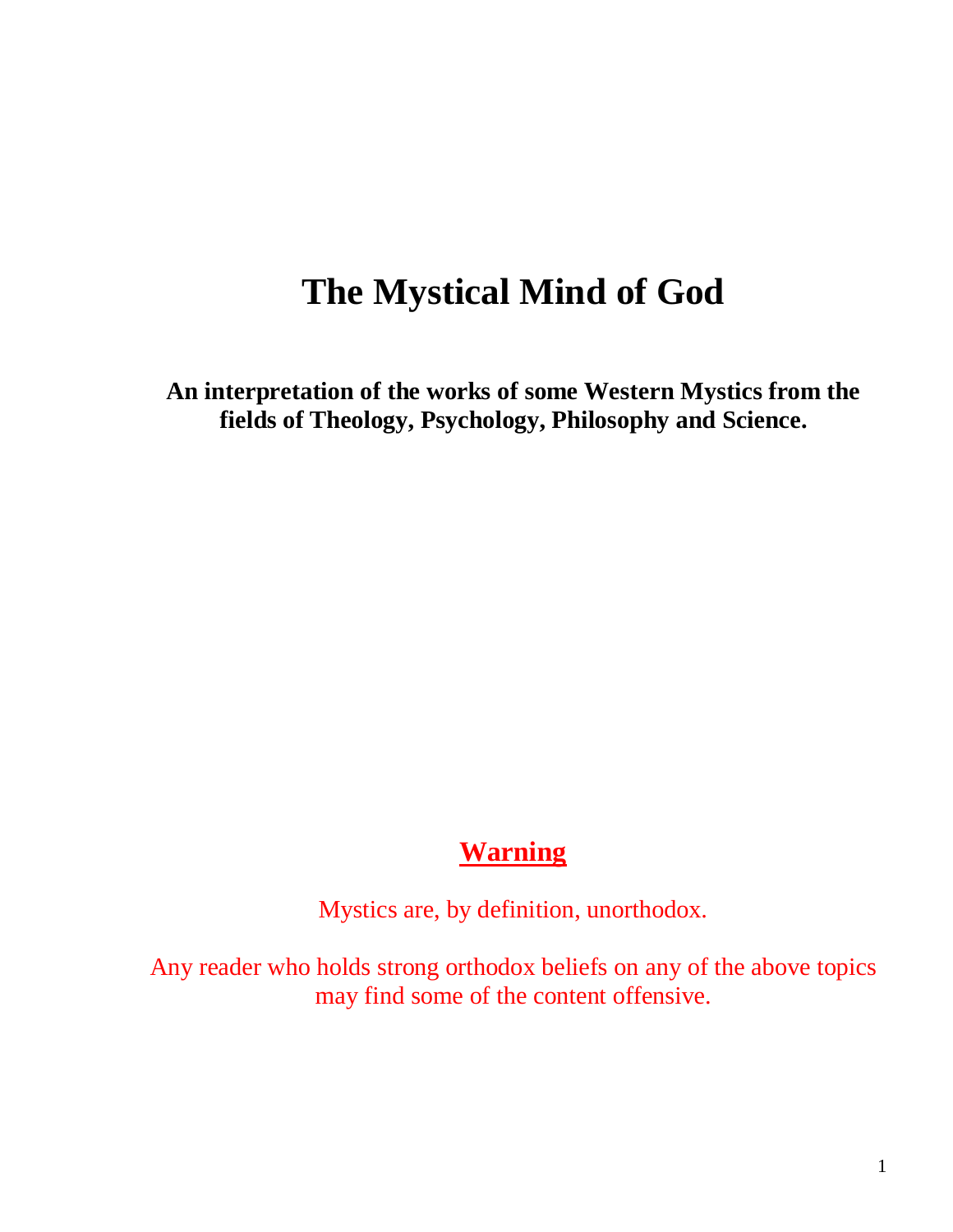# The Mystical Mind of God

**An interpretation of the works of some Western Mystics from the fields of Theology, Psychology, Philosophy and Science.**

## Warning

Mystics are, by definition, unorthodox.

Any reader who holds strong orthodox beliefs on any of the above topics may find some of the content offensive.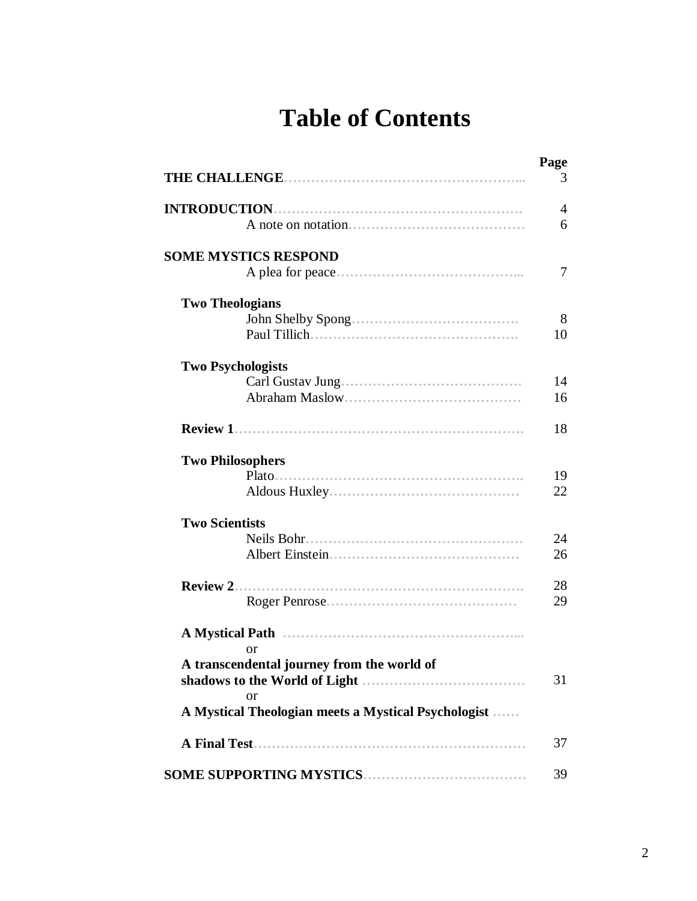# Table of Contents

| | Page |
|---|---|
| **THE CHALLENGE** | 3 |
| **INTRODUCTION** | 4 |
| A note on notation | 6 |
| **SOME MYSTICS RESPOND** | |
| A plea for peace | 7 |
| **Two Theologians** | |
| John Shelby Spong | 8 |
| Paul Tillich | 10 |
| **Two Psychologists** | |
| Carl Gustav Jung | 14 |
| Abraham Maslow | 16 |
| **Review 1** | 18 |
| **Two Philosophers** | |
| Plato | 19 |
| Aldous Huxley | 22 |
| **Two Scientists** | |
| Neils Bohr | 24 |
| Albert Einstein | 26 |
| **Review 2** | 28 |
| Roger Penrose | 29 |
| **A Mystical Path** or **A transcendental journey from the world of shadows to the World of Light** or **A Mystical Theologian meets a Mystical Psychologist** | 31 |
| **A Final Test** | 37 |
| **SOME SUPPORTING MYSTICS** | 39 |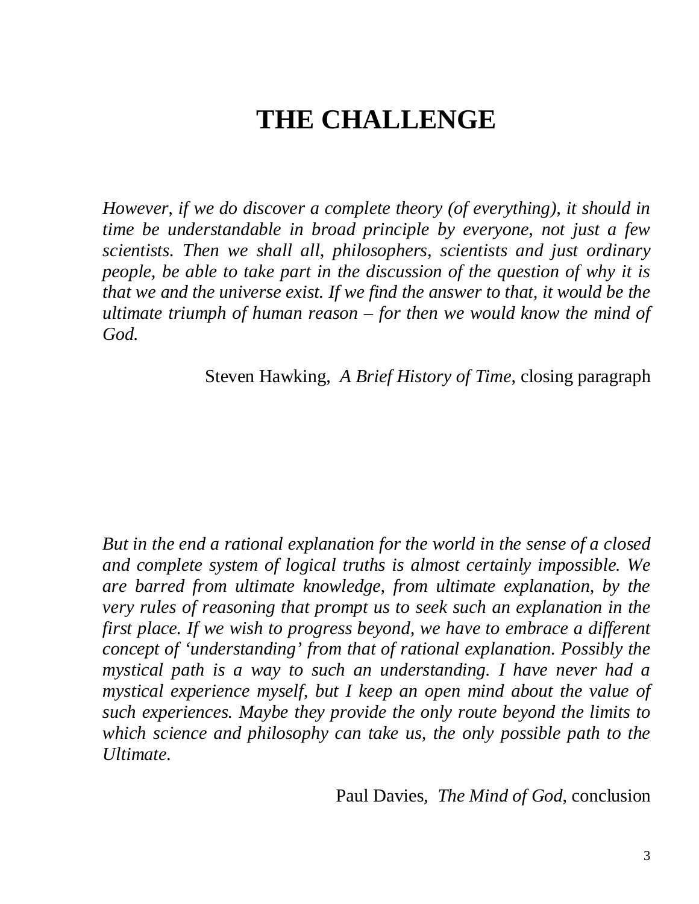# THE CHALLENGE

*However, if we do discover a complete theory (of everything), it should in time be understandable in broad principle by everyone, not just a few scientists. Then we shall all, philosophers, scientists and just ordinary people, be able to take part in the discussion of the question of why it is that we and the universe exist. If we find the answer to that, it would be the ultimate triumph of human reason – for then we would know the mind of God.*

Steven Hawking, *A Brief History of Time*, closing paragraph

*But in the end a rational explanation for the world in the sense of a closed and complete system of logical truths is almost certainly impossible. We are barred from ultimate knowledge, from ultimate explanation, by the very rules of reasoning that prompt us to seek such an explanation in the first place. If we wish to progress beyond, we have to embrace a different concept of 'understanding' from that of rational explanation. Possibly the mystical path is a way to such an understanding. I have never had a mystical experience myself, but I keep an open mind about the value of such experiences. Maybe they provide the only route beyond the limits to which science and philosophy can take us, the only possible path to the Ultimate.*

Paul Davies, *The Mind of God*, conclusion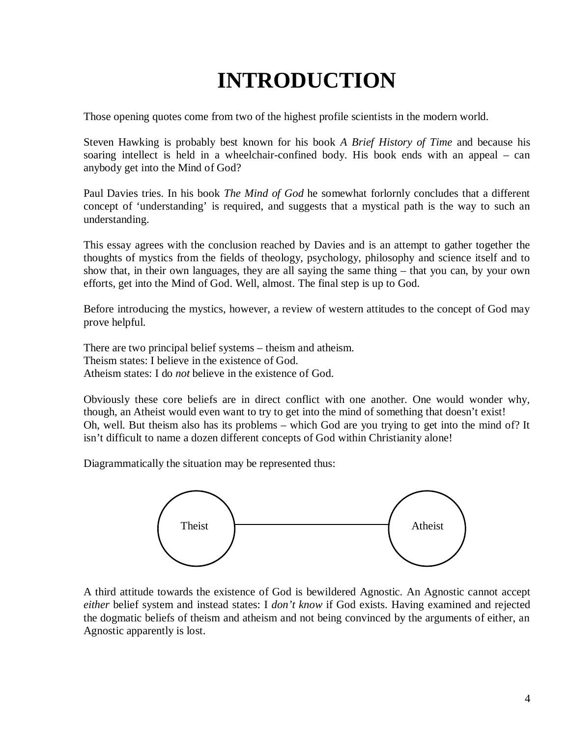# INTRODUCTION

Those opening quotes come from two of the highest profile scientists in the modern world.

Steven Hawking is probably best known for his book *A Brief History of Time* and because his soaring intellect is held in a wheelchair-confined body. His book ends with an appeal – can anybody get into the Mind of God?

Paul Davies tries. In his book *The Mind of God* he somewhat forlornly concludes that a different concept of 'understanding' is required, and suggests that a mystical path is the way to such an understanding.

This essay agrees with the conclusion reached by Davies and is an attempt to gather together the thoughts of mystics from the fields of theology, psychology, philosophy and science itself and to show that, in their own languages, they are all saying the same thing – that you can, by your own efforts, get into the Mind of God. Well, almost. The final step is up to God.

Before introducing the mystics, however, a review of western attitudes to the concept of God may prove helpful.

There are two principal belief systems – theism and atheism.
Theism states: I believe in the existence of God.
Atheism states: I do *not* believe in the existence of God.

Obviously these core beliefs are in direct conflict with one another. One would wonder why, though, an Atheist would even want to try to get into the mind of something that doesn't exist!
Oh, well. But theism also has its problems – which God are you trying to get into the mind of? It isn't difficult to name a dozen different concepts of God within Christianity alone!

Diagrammatically the situation may be represented thus:

Theist ———————— Atheist

A third attitude towards the existence of God is bewildered Agnostic. An Agnostic cannot accept *either* belief system and instead states: I *don't know* if God exists. Having examined and rejected the dogmatic beliefs of theism and atheism and not being convinced by the arguments of either, an Agnostic apparently is lost.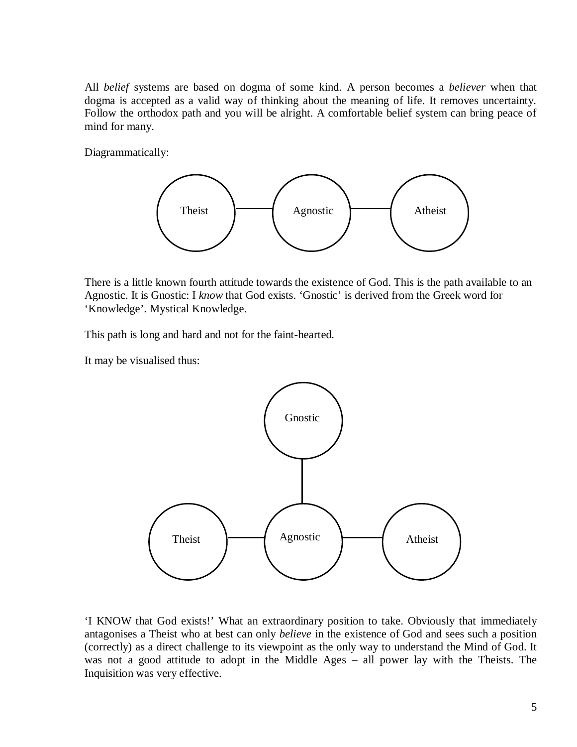All *belief* systems are based on dogma of some kind. A person becomes a *believer* when that dogma is accepted as a valid way of thinking about the meaning of life. It removes uncertainty. Follow the orthodox path and you will be alright. A comfortable belief system can bring peace of mind for many.

Diagrammatically:

Theist — Agnostic — Atheist

There is a little known fourth attitude towards the existence of God. This is the path available to an Agnostic. It is Gnostic: I *know* that God exists. 'Gnostic' is derived from the Greek word for 'Knowledge'. Mystical Knowledge.

This path is long and hard and not for the faint-hearted.

It may be visualised thus:

Gnostic
|
Theist — Agnostic — Atheist

'I KNOW that God exists!' What an extraordinary position to take. Obviously that immediately antagonises a Theist who at best can only *believe* in the existence of God and sees such a position (correctly) as a direct challenge to its viewpoint as the only way to understand the Mind of God. It was not a good attitude to adopt in the Middle Ages – all power lay with the Theists. The Inquisition was very effective.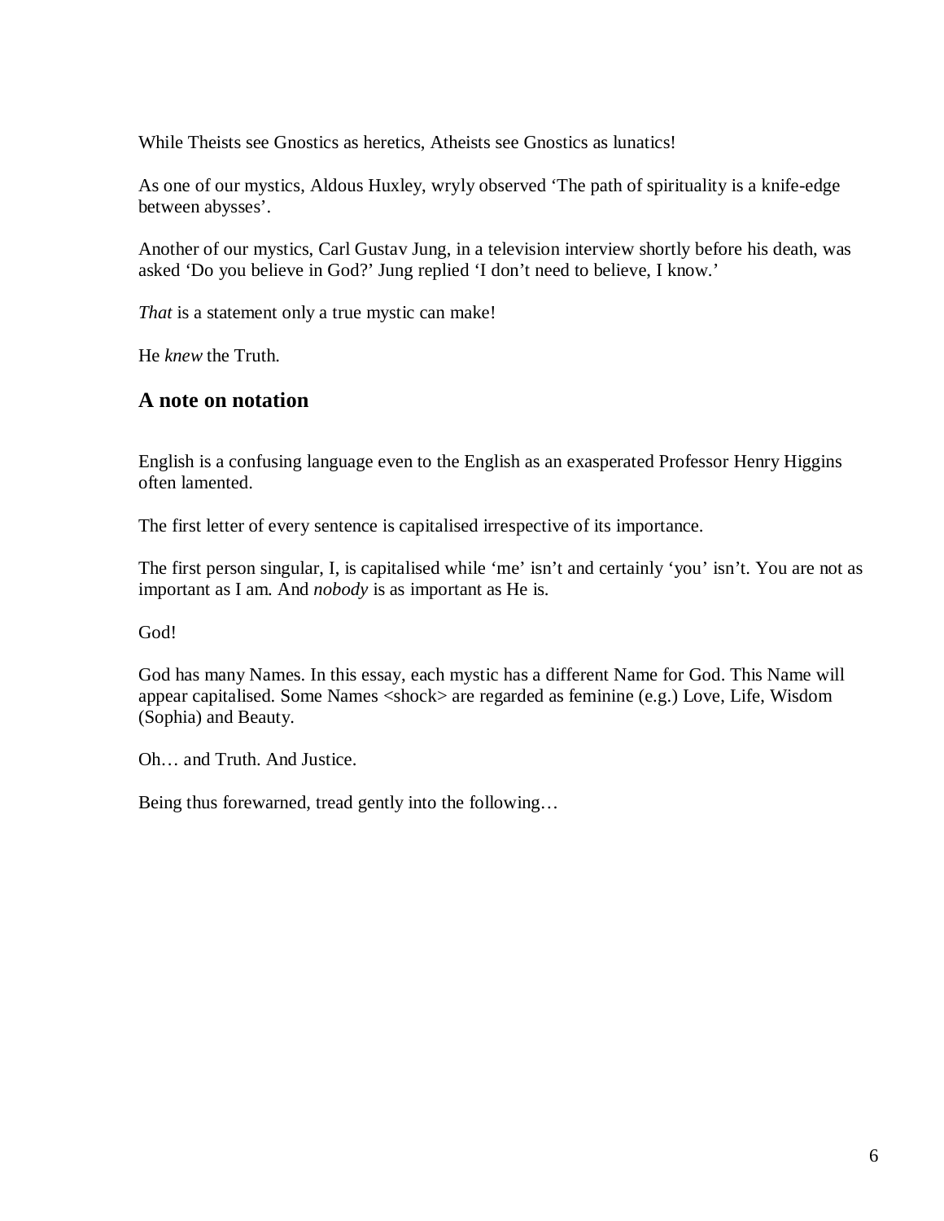While Theists see Gnostics as heretics, Atheists see Gnostics as lunatics!

As one of our mystics, Aldous Huxley, wryly observed 'The path of spirituality is a knife-edge between abysses'.

Another of our mystics, Carl Gustav Jung, in a television interview shortly before his death, was asked 'Do you believe in God?' Jung replied 'I don't need to believe, I know.'

*That* is a statement only a true mystic can make!

He *knew* the Truth.

## A note on notation

English is a confusing language even to the English as an exasperated Professor Henry Higgins often lamented.

The first letter of every sentence is capitalised irrespective of its importance.

The first person singular, I, is capitalised while 'me' isn't and certainly 'you' isn't. You are not as important as I am. And *nobody* is as important as He is.

God!

God has many Names. In this essay, each mystic has a different Name for God. This Name will appear capitalised. Some Names <shock> are regarded as feminine (e.g.) Love, Life, Wisdom (Sophia) and Beauty.

Oh… and Truth. And Justice.

Being thus forewarned, tread gently into the following…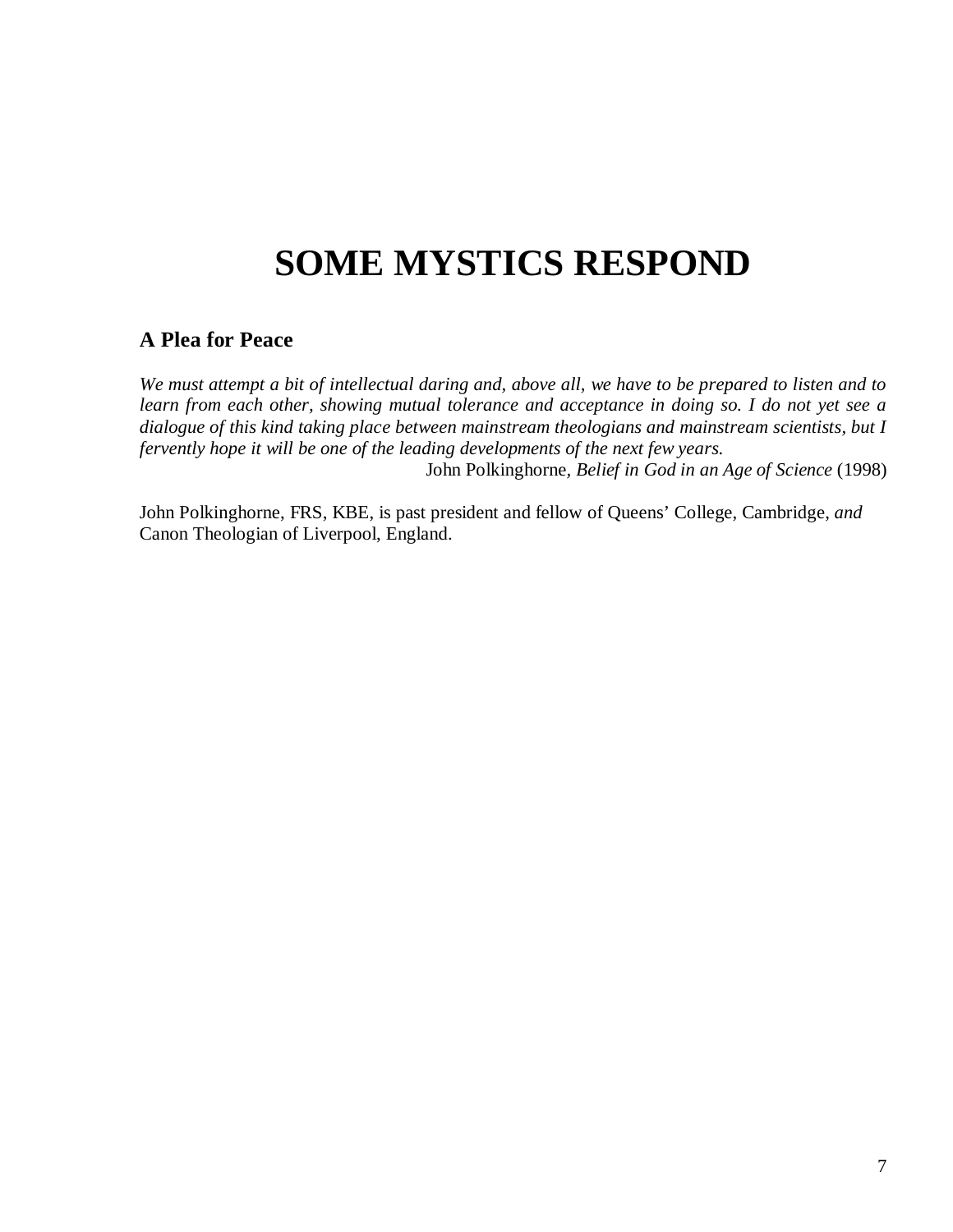# SOME MYSTICS RESPOND

## A Plea for Peace

*We must attempt a bit of intellectual daring and, above all, we have to be prepared to listen and to learn from each other, showing mutual tolerance and acceptance in doing so. I do not yet see a dialogue of this kind taking place between mainstream theologians and mainstream scientists, but I fervently hope it will be one of the leading developments of the next few years.*

John Polkinghorne, *Belief in God in an Age of Science* (1998)

John Polkinghorne, FRS, KBE, is past president and fellow of Queens' College, Cambridge, *and* Canon Theologian of Liverpool, England.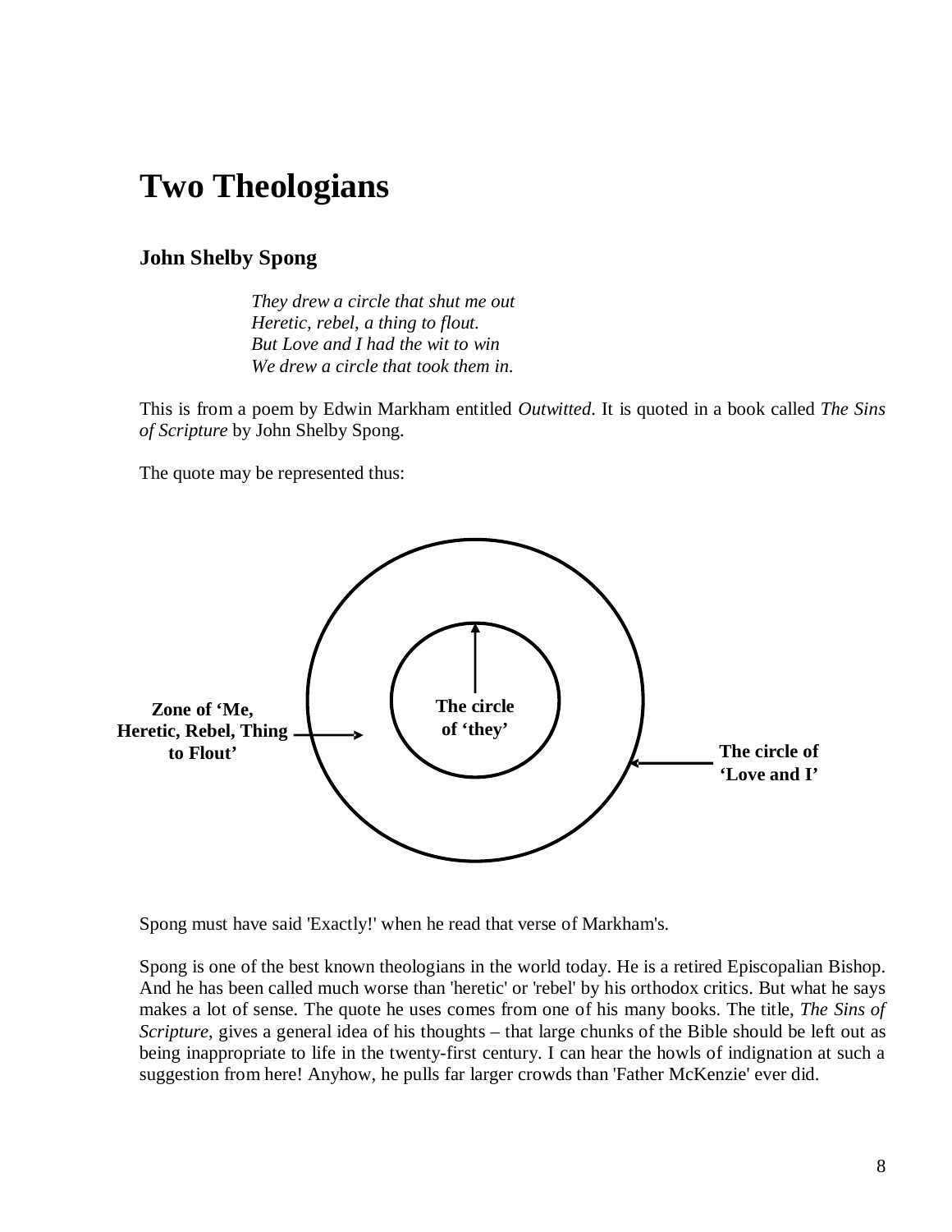# Two Theologians

## John Shelby Spong

> *They drew a circle that shut me out*
> *Heretic, rebel, a thing to flout.*
> *But Love and I had the wit to win*
> *We drew a circle that took them in.*

This is from a poem by Edwin Markham entitled *Outwitted*. It is quoted in a book called *The Sins of Scripture* by John Shelby Spong.

The quote may be represented thus:

**Zone of 'Me, Heretic, Rebel, Thing to Flout'**

**The circle of 'they'**

**The circle of 'Love and I'**

Spong must have said 'Exactly!' when he read that verse of Markham's.

Spong is one of the best known theologians in the world today. He is a retired Episcopalian Bishop. And he has been called much worse than 'heretic' or 'rebel' by his orthodox critics. But what he says makes a lot of sense. The quote he uses comes from one of his many books. The title, *The Sins of Scripture*, gives a general idea of his thoughts – that large chunks of the Bible should be left out as being inappropriate to life in the twenty-first century. I can hear the howls of indignation at such a suggestion from here! Anyhow, he pulls far larger crowds than 'Father McKenzie' ever did.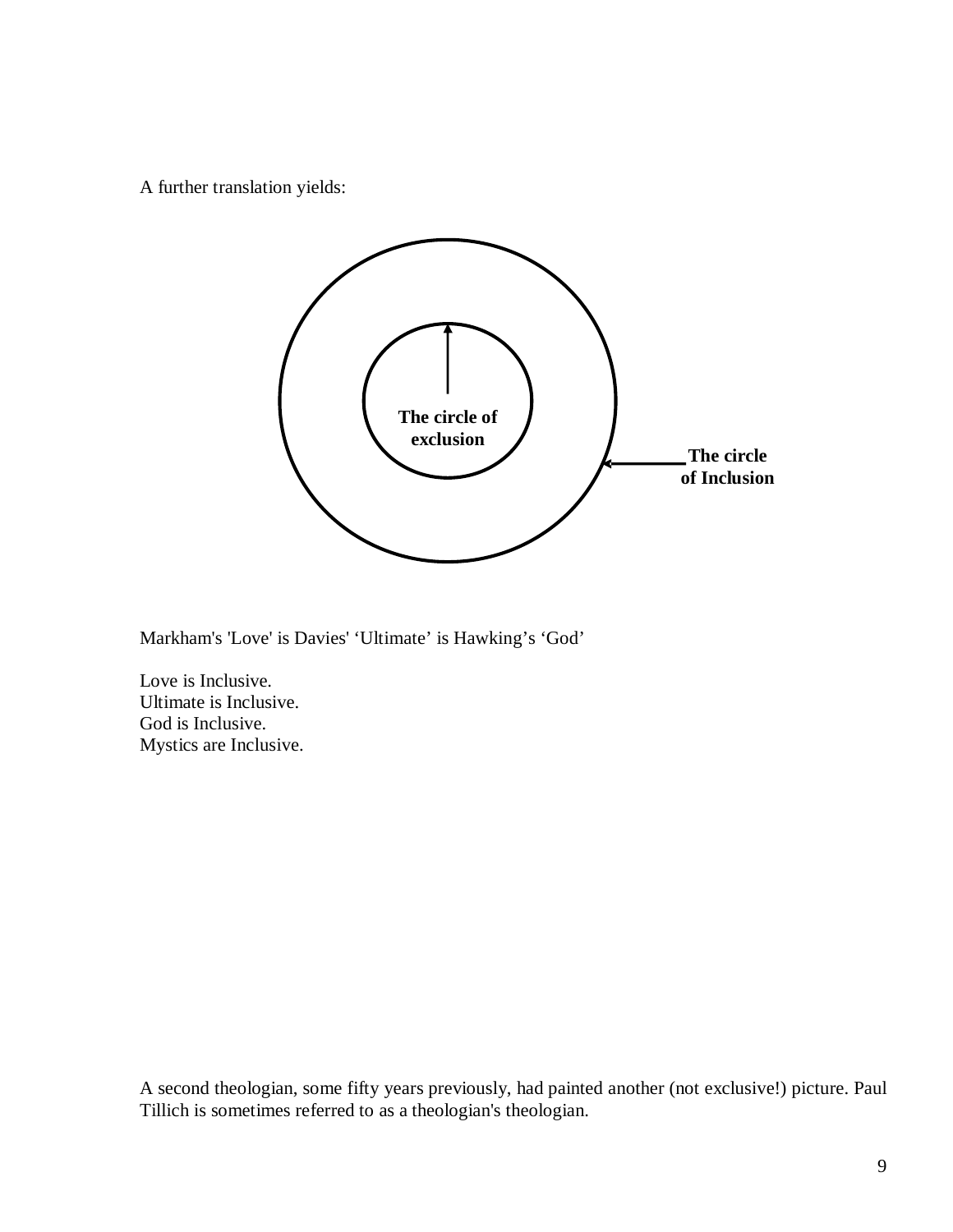A further translation yields:

The circle of exclusion

The circle of Inclusion

Markham's 'Love' is Davies' 'Ultimate' is Hawking's 'God'

Love is Inclusive.
Ultimate is Inclusive.
God is Inclusive.
Mystics are Inclusive.

A second theologian, some fifty years previously, had painted another (not exclusive!) picture. Paul Tillich is sometimes referred to as a theologian's theologian.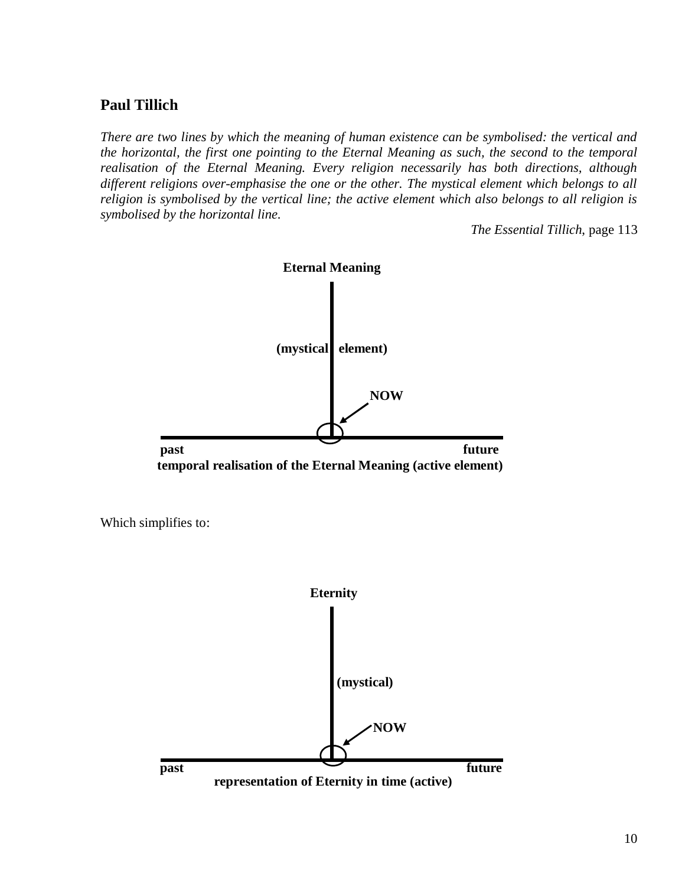## Paul Tillich

*There are two lines by which the meaning of human existence can be symbolised: the vertical and the horizontal, the first one pointing to the Eternal Meaning as such, the second to the temporal realisation of the Eternal Meaning. Every religion necessarily has both directions, although different religions over-emphasise the one or the other. The mystical element which belongs to all religion is symbolised by the vertical line; the active element which also belongs to all religion is symbolised by the horizontal line.*

*The Essential Tillich*, page 113

**Eternal Meaning**

**(mystical element)**

**NOW**

**past** **future**

**temporal realisation of the Eternal Meaning (active element)**

Which simplifies to:

**Eternity**

**(mystical)**

**NOW**

**past** **future**

**representation of Eternity in time (active)**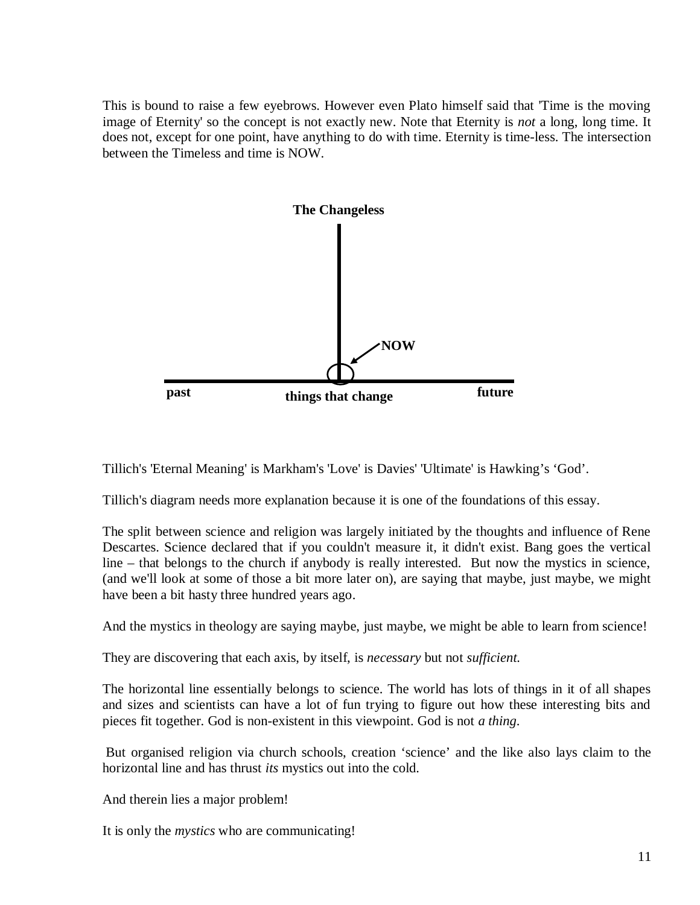This is bound to raise a few eyebrows. However even Plato himself said that 'Time is the moving image of Eternity' so the concept is not exactly new. Note that Eternity is *not* a long, long time. It does not, except for one point, have anything to do with time. Eternity is time-less. The intersection between the Timeless and time is NOW.

**The Changeless**

**NOW**

**past** **things that change** **future**

Tillich's 'Eternal Meaning' is Markham's 'Love' is Davies' 'Ultimate' is Hawking's 'God'.

Tillich's diagram needs more explanation because it is one of the foundations of this essay.

The split between science and religion was largely initiated by the thoughts and influence of Rene Descartes. Science declared that if you couldn't measure it, it didn't exist. Bang goes the vertical line – that belongs to the church if anybody is really interested. But now the mystics in science, (and we'll look at some of those a bit more later on), are saying that maybe, just maybe, we might have been a bit hasty three hundred years ago.

And the mystics in theology are saying maybe, just maybe, we might be able to learn from science!

They are discovering that each axis, by itself, is *necessary* but not *sufficient.*

The horizontal line essentially belongs to science. The world has lots of things in it of all shapes and sizes and scientists can have a lot of fun trying to figure out how these interesting bits and pieces fit together. God is non-existent in this viewpoint. God is not *a thing.*

But organised religion via church schools, creation 'science' and the like also lays claim to the horizontal line and has thrust *its* mystics out into the cold.

And therein lies a major problem!

It is only the *mystics* who are communicating!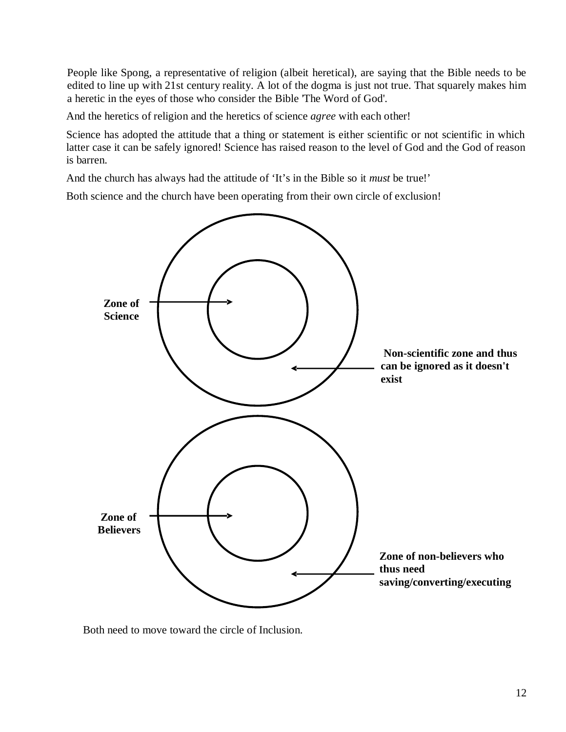People like Spong, a representative of religion (albeit heretical), are saying that the Bible needs to be edited to line up with 21st century reality. A lot of the dogma is just not true. That squarely makes him a heretic in the eyes of those who consider the Bible 'The Word of God'.

And the heretics of religion and the heretics of science *agree* with each other!

Science has adopted the attitude that a thing or statement is either scientific or not scientific in which latter case it can be safely ignored! Science has raised reason to the level of God and the God of reason is barren.

And the church has always had the attitude of 'It's in the Bible so it *must* be true!'

Both science and the church have been operating from their own circle of exclusion!

**Zone of Science**

**Non-scientific zone and thus can be ignored as it doesn't exist**

**Zone of Believers**

**Zone of non-believers who thus need saving/converting/executing**

Both need to move toward the circle of Inclusion.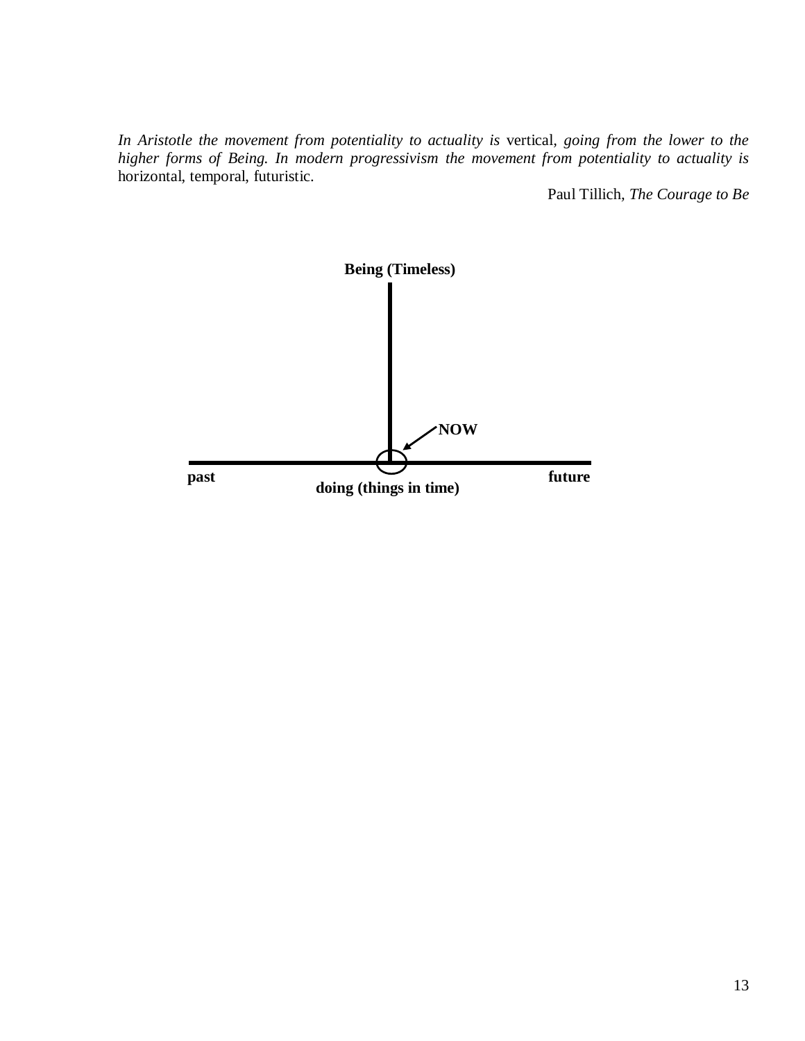*In Aristotle the movement from potentiality to actuality is* vertical, *going from the lower to the higher forms of Being. In modern progressivism the movement from potentiality to actuality is* horizontal, temporal, futuristic.

Paul Tillich, *The Courage to Be*

**Being (Timeless)**

**NOW**

**past** **future**

**doing (things in time)**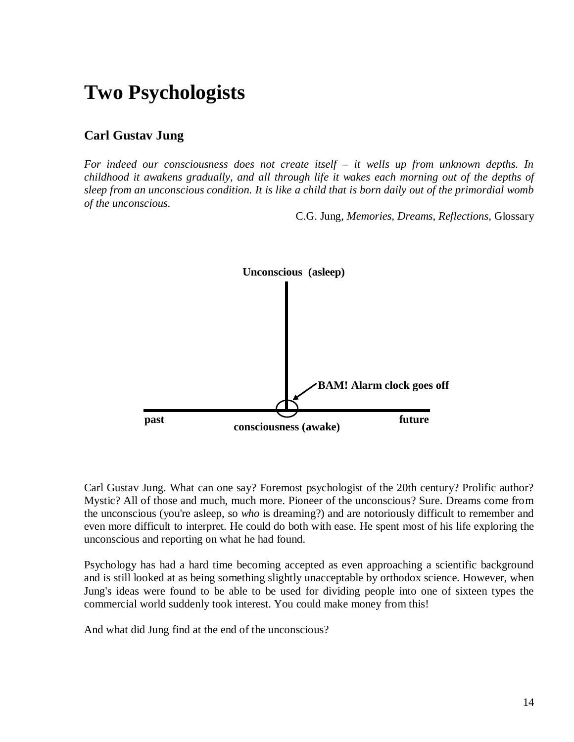# Two Psychologists

## Carl Gustav Jung

*For indeed our consciousness does not create itself – it wells up from unknown depths. In childhood it awakens gradually, and all through life it wakes each morning out of the depths of sleep from an unconscious condition. It is like a child that is born daily out of the primordial womb of the unconscious.*

C.G. Jung, *Memories, Dreams, Reflections*, Glossary

**Unconscious (asleep)**

**BAM! Alarm clock goes off**

**past** **future**

**consciousness (awake)**

Carl Gustav Jung. What can one say? Foremost psychologist of the 20th century? Prolific author? Mystic? All of those and much, much more. Pioneer of the unconscious? Sure. Dreams come from the unconscious (you're asleep, so *who* is dreaming?) and are notoriously difficult to remember and even more difficult to interpret. He could do both with ease. He spent most of his life exploring the unconscious and reporting on what he had found.

Psychology has had a hard time becoming accepted as even approaching a scientific background and is still looked at as being something slightly unacceptable by orthodox science. However, when Jung's ideas were found to be able to be used for dividing people into one of sixteen types the commercial world suddenly took interest. You could make money from this!

And what did Jung find at the end of the unconscious?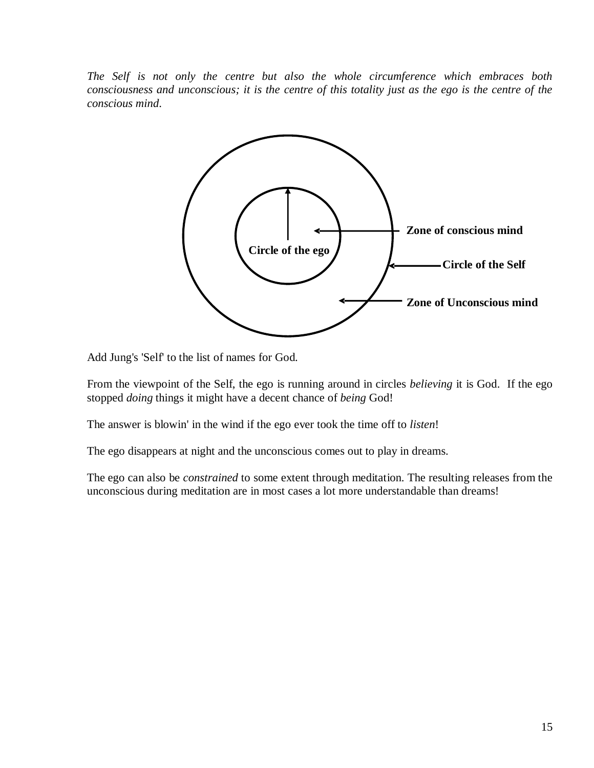*The Self is not only the centre but also the whole circumference which embraces both consciousness and unconscious; it is the centre of this totality just as the ego is the centre of the conscious mind.*

**Circle of the ego**

**Zone of conscious mind**

**Circle of the Self**

**Zone of Unconscious mind**

Add Jung's 'Self' to the list of names for God.

From the viewpoint of the Self, the ego is running around in circles *believing* it is God. If the ego stopped *doing* things it might have a decent chance of *being* God!

The answer is blowin' in the wind if the ego ever took the time off to *listen*!

The ego disappears at night and the unconscious comes out to play in dreams.

The ego can also be *constrained* to some extent through meditation. The resulting releases from the unconscious during meditation are in most cases a lot more understandable than dreams!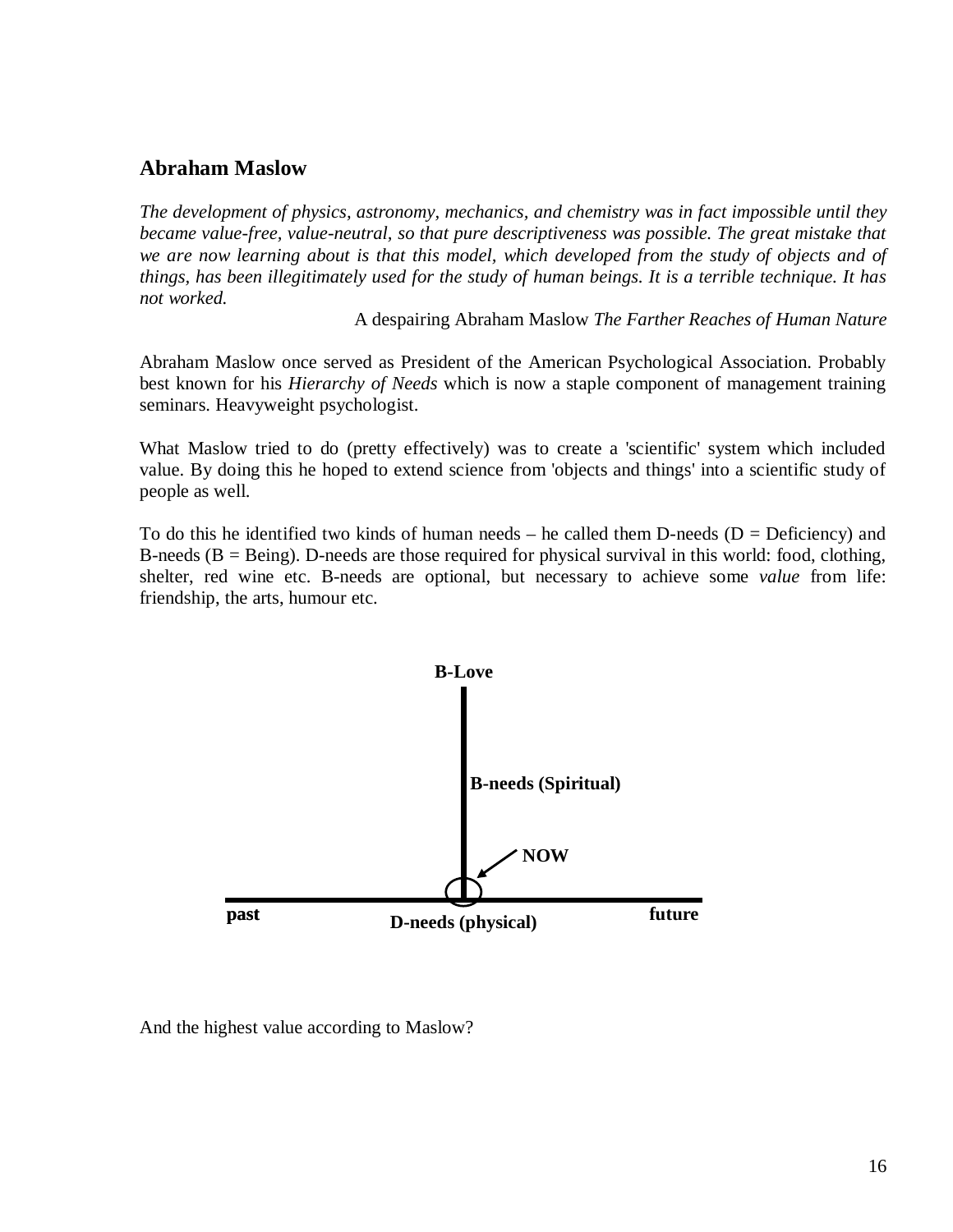## Abraham Maslow

*The development of physics, astronomy, mechanics, and chemistry was in fact impossible until they became value-free, value-neutral, so that pure descriptiveness was possible. The great mistake that we are now learning about is that this model, which developed from the study of objects and of things, has been illegitimately used for the study of human beings. It is a terrible technique. It has not worked.*

A despairing Abraham Maslow *The Farther Reaches of Human Nature*

Abraham Maslow once served as President of the American Psychological Association. Probably best known for his *Hierarchy of Needs* which is now a staple component of management training seminars. Heavyweight psychologist.

What Maslow tried to do (pretty effectively) was to create a 'scientific' system which included value. By doing this he hoped to extend science from 'objects and things' into a scientific study of people as well.

To do this he identified two kinds of human needs – he called them D-needs (D = Deficiency) and B-needs (B = Being). D-needs are those required for physical survival in this world: food, clothing, shelter, red wine etc. B-needs are optional, but necessary to achieve some *value* from life: friendship, the arts, humour etc.

**B-Love**

**B-needs (Spiritual)**

**NOW**

**past** **D-needs (physical)** **future**

And the highest value according to Maslow?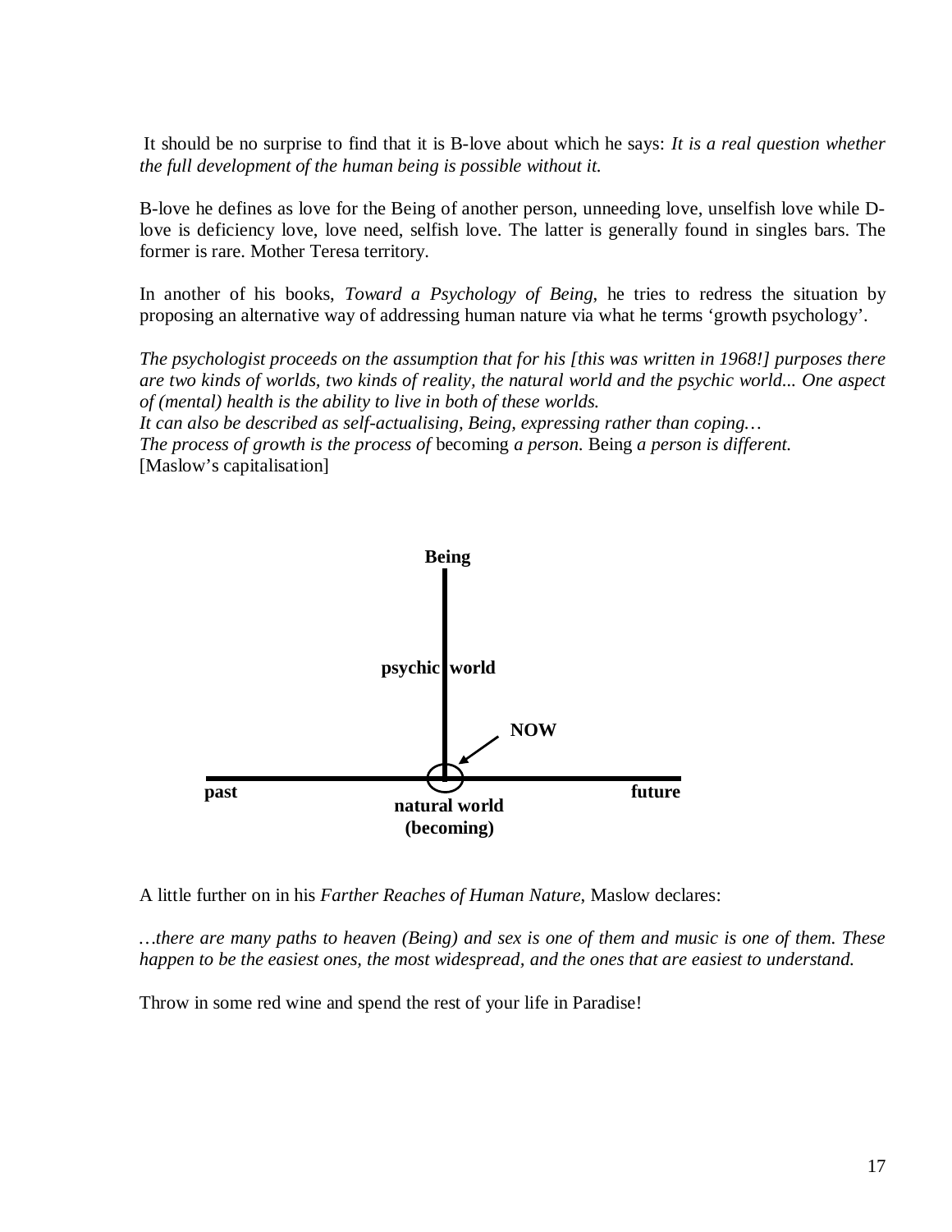It should be no surprise to find that it is B-love about which he says: *It is a real question whether the full development of the human being is possible without it.*

B-love he defines as love for the Being of another person, unneeding love, unselfish love while D-love is deficiency love, love need, selfish love. The latter is generally found in singles bars. The former is rare. Mother Teresa territory.

In another of his books, *Toward a Psychology of Being*, he tries to redress the situation by proposing an alternative way of addressing human nature via what he terms 'growth psychology'.

*The psychologist proceeds on the assumption that for his [this was written in 1968!] purposes there are two kinds of worlds, two kinds of reality, the natural world and the psychic world... One aspect of (mental) health is the ability to live in both of these worlds.*
*It can also be described as self-actualising, Being, expressing rather than coping…*
*The process of growth is the process of* becoming *a person.* Being *a person is different.*
[Maslow's capitalisation]

**Being**

**psychic world**

**NOW**

**past** **future**

**natural world (becoming)**

A little further on in his *Farther Reaches of Human Nature,* Maslow declares:

*…there are many paths to heaven (Being) and sex is one of them and music is one of them. These happen to be the easiest ones, the most widespread, and the ones that are easiest to understand.*

Throw in some red wine and spend the rest of your life in Paradise!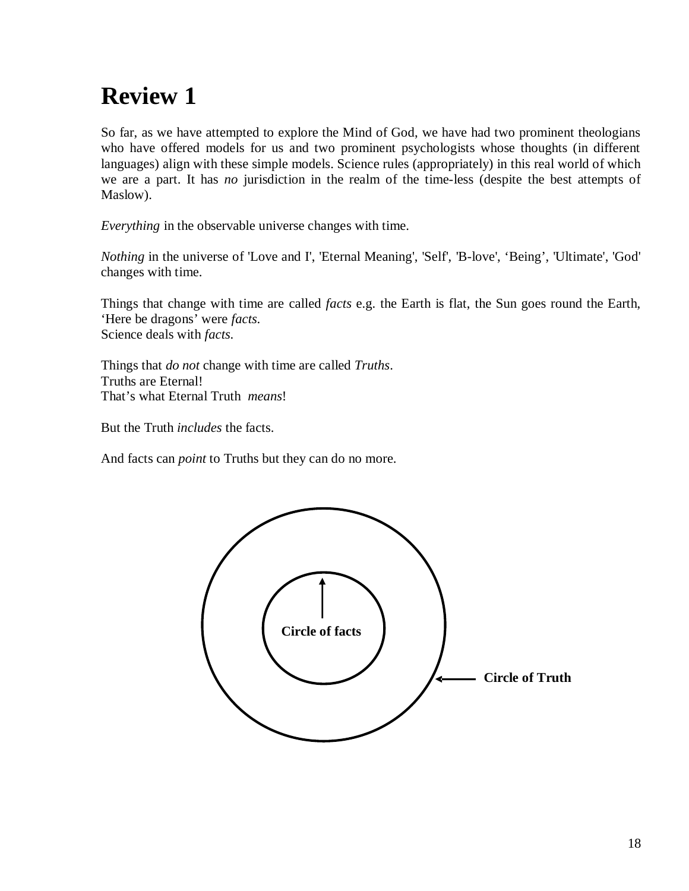# Review 1

So far, as we have attempted to explore the Mind of God, we have had two prominent theologians who have offered models for us and two prominent psychologists whose thoughts (in different languages) align with these simple models. Science rules (appropriately) in this real world of which we are a part. It has *no* jurisdiction in the realm of the time-less (despite the best attempts of Maslow).

*Everything* in the observable universe changes with time.

*Nothing* in the universe of 'Love and I', 'Eternal Meaning', 'Self', 'B-love', 'Being', 'Ultimate', 'God' changes with time.

Things that change with time are called *facts* e.g. the Earth is flat, the Sun goes round the Earth, 'Here be dragons' were *facts.*
Science deals with *facts.*

Things that *do not* change with time are called *Truths*.
Truths are Eternal!
That's what Eternal Truth *means*!

But the Truth *includes* the facts.

And facts can *point* to Truths but they can do no more.

**Circle of facts**

**Circle of Truth**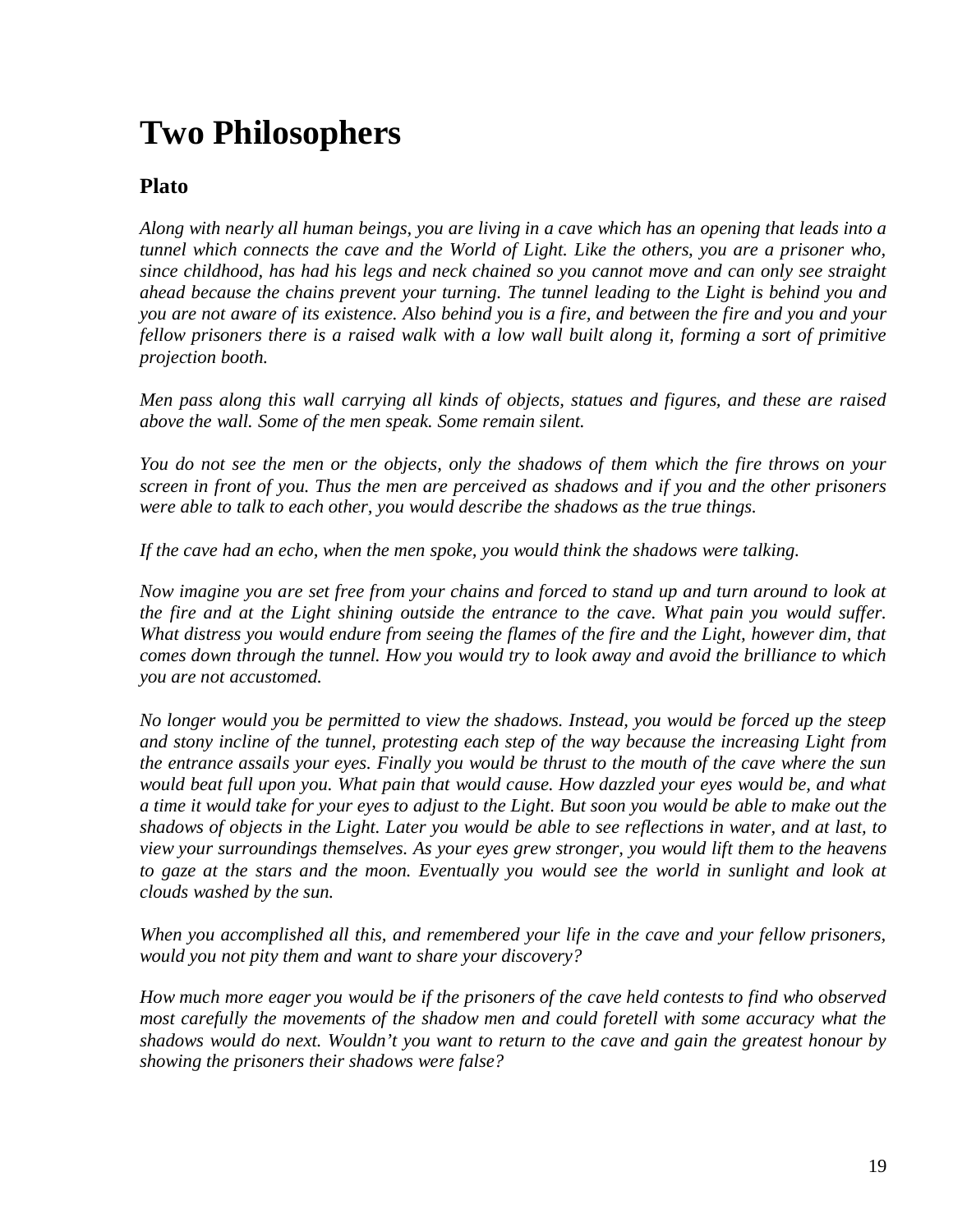# Two Philosophers

## Plato

*Along with nearly all human beings, you are living in a cave which has an opening that leads into a tunnel which connects the cave and the World of Light. Like the others, you are a prisoner who, since childhood, has had his legs and neck chained so you cannot move and can only see straight ahead because the chains prevent your turning. The tunnel leading to the Light is behind you and you are not aware of its existence. Also behind you is a fire, and between the fire and you and your fellow prisoners there is a raised walk with a low wall built along it, forming a sort of primitive projection booth.*

*Men pass along this wall carrying all kinds of objects, statues and figures, and these are raised above the wall. Some of the men speak. Some remain silent.*

*You do not see the men or the objects, only the shadows of them which the fire throws on your screen in front of you. Thus the men are perceived as shadows and if you and the other prisoners were able to talk to each other, you would describe the shadows as the true things.*

*If the cave had an echo, when the men spoke, you would think the shadows were talking.*

*Now imagine you are set free from your chains and forced to stand up and turn around to look at the fire and at the Light shining outside the entrance to the cave. What pain you would suffer. What distress you would endure from seeing the flames of the fire and the Light, however dim, that comes down through the tunnel. How you would try to look away and avoid the brilliance to which you are not accustomed.*

*No longer would you be permitted to view the shadows. Instead, you would be forced up the steep and stony incline of the tunnel, protesting each step of the way because the increasing Light from the entrance assails your eyes. Finally you would be thrust to the mouth of the cave where the sun would beat full upon you. What pain that would cause. How dazzled your eyes would be, and what a time it would take for your eyes to adjust to the Light. But soon you would be able to make out the shadows of objects in the Light. Later you would be able to see reflections in water, and at last, to view your surroundings themselves. As your eyes grew stronger, you would lift them to the heavens to gaze at the stars and the moon. Eventually you would see the world in sunlight and look at clouds washed by the sun.*

*When you accomplished all this, and remembered your life in the cave and your fellow prisoners, would you not pity them and want to share your discovery?*

*How much more eager you would be if the prisoners of the cave held contests to find who observed most carefully the movements of the shadow men and could foretell with some accuracy what the shadows would do next. Wouldn't you want to return to the cave and gain the greatest honour by showing the prisoners their shadows were false?*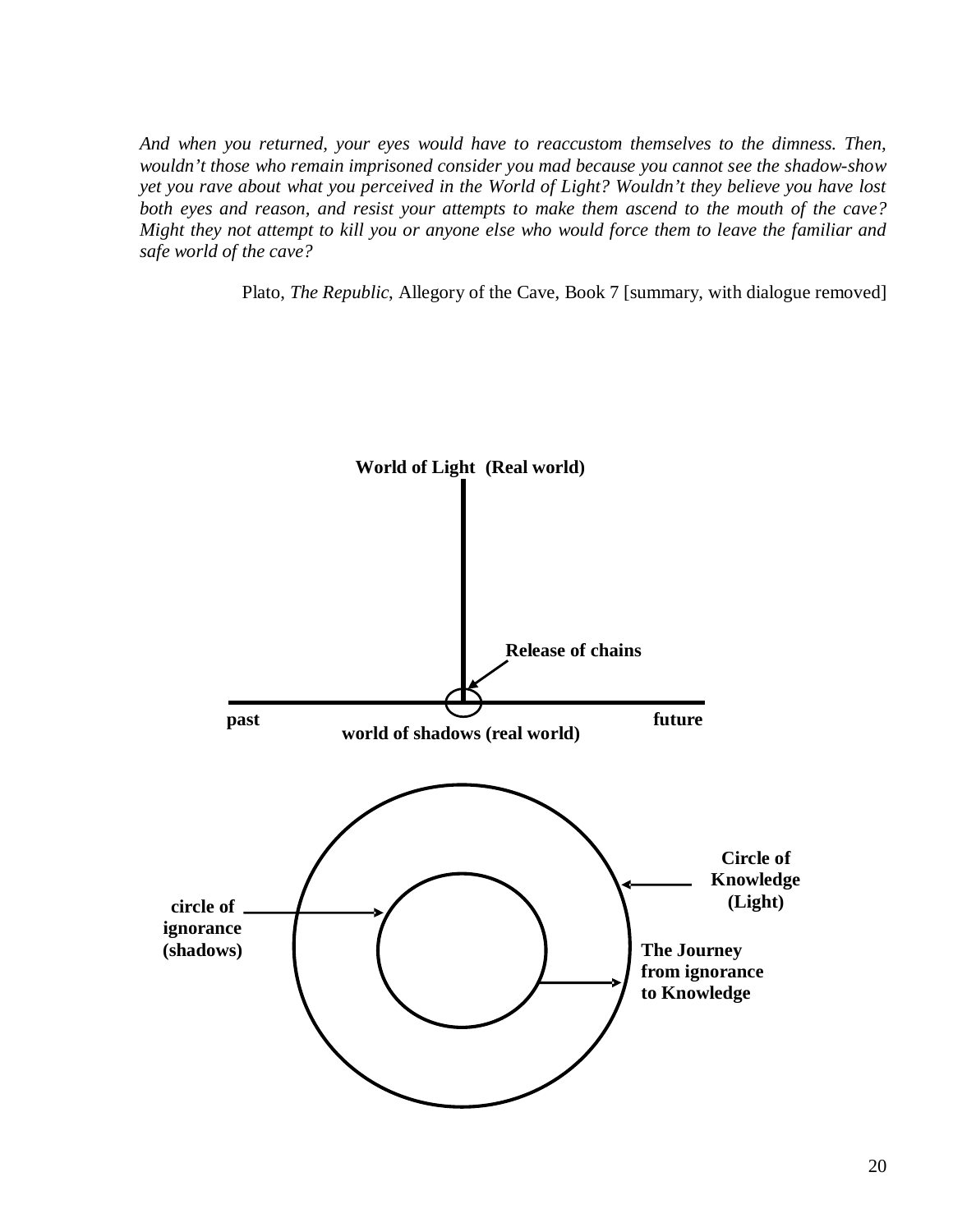*And when you returned, your eyes would have to reaccustom themselves to the dimness. Then, wouldn't those who remain imprisoned consider you mad because you cannot see the shadow-show yet you rave about what you perceived in the World of Light? Wouldn't they believe you have lost both eyes and reason, and resist your attempts to make them ascend to the mouth of the cave? Might they not attempt to kill you or anyone else who would force them to leave the familiar and safe world of the cave?*

Plato, *The Republic*, Allegory of the Cave, Book 7 [summary, with dialogue removed]

**World of Light (Real world)**

**Release of chains**

**past** **future**

**world of shadows (real world)**

**Circle of Knowledge (Light)**

**circle of ignorance (shadows)**

**The Journey from ignorance to Knowledge**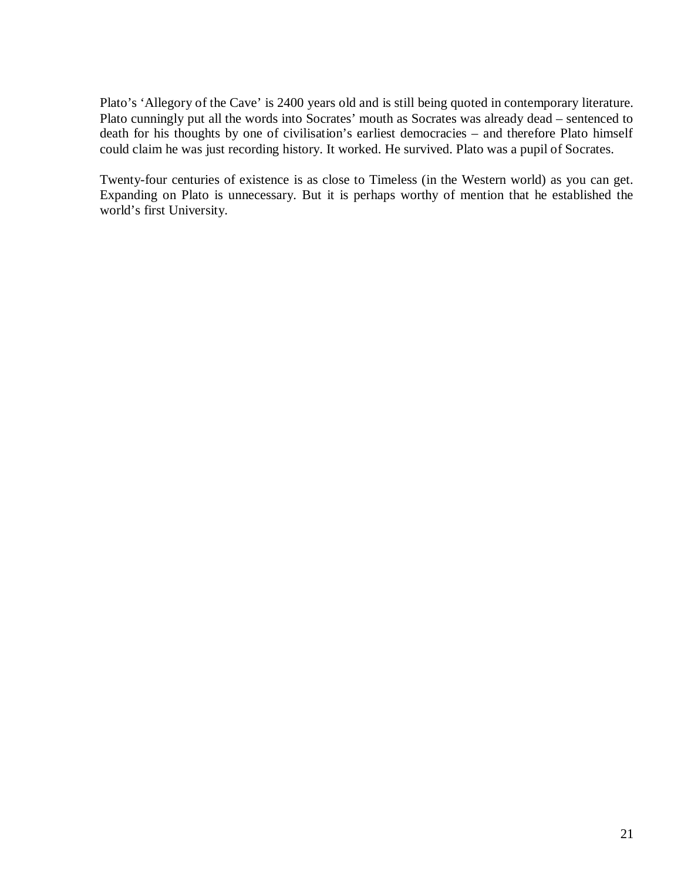Plato's 'Allegory of the Cave' is 2400 years old and is still being quoted in contemporary literature. Plato cunningly put all the words into Socrates' mouth as Socrates was already dead – sentenced to death for his thoughts by one of civilisation's earliest democracies – and therefore Plato himself could claim he was just recording history. It worked. He survived. Plato was a pupil of Socrates.

Twenty-four centuries of existence is as close to Timeless (in the Western world) as you can get. Expanding on Plato is unnecessary. But it is perhaps worthy of mention that he established the world's first University.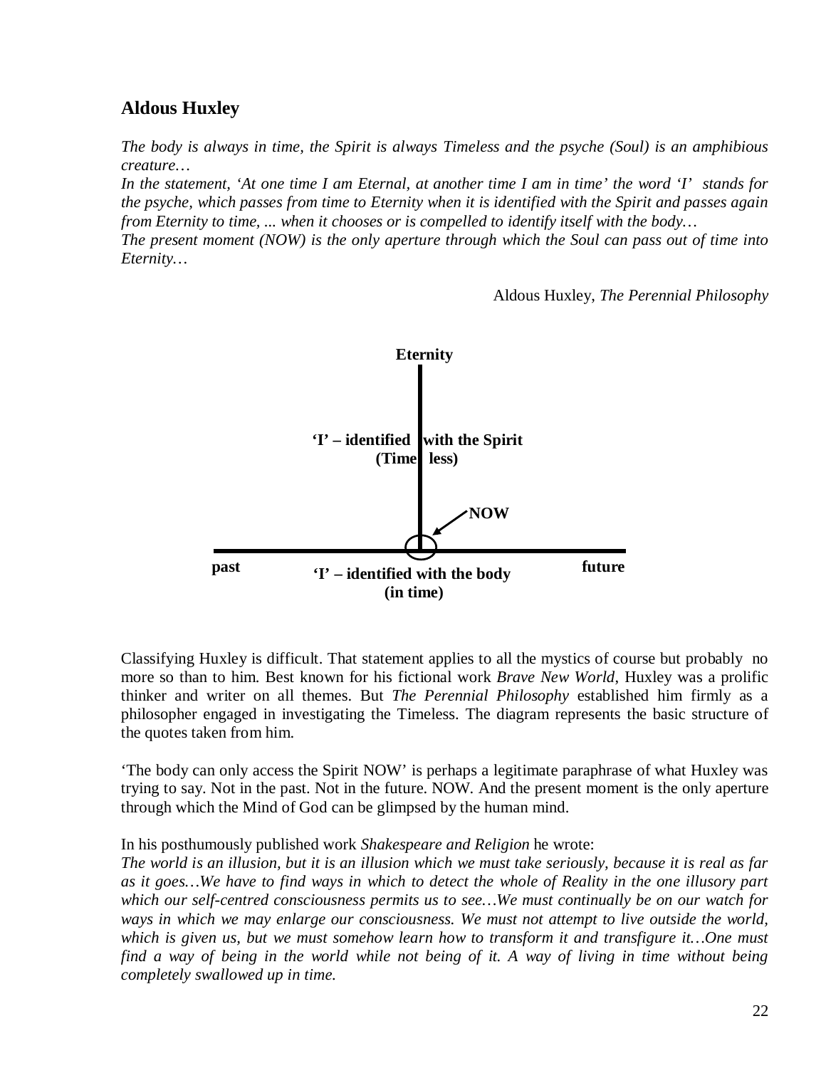## Aldous Huxley

*The body is always in time, the Spirit is always Timeless and the psyche (Soul) is an amphibious creature…*
*In the statement, 'At one time I am Eternal, at another time I am in time' the word 'I' stands for the psyche, which passes from time to Eternity when it is identified with the Spirit and passes again from Eternity to time, ... when it chooses or is compelled to identify itself with the body…*
*The present moment (NOW) is the only aperture through which the Soul can pass out of time into Eternity…*

Aldous Huxley, *The Perennial Philosophy*

**Eternity**

**'I' – identified with the Spirit (Timeless)**

**NOW**

**past** **'I' – identified with the body (in time)** **future**

Classifying Huxley is difficult. That statement applies to all the mystics of course but probably no more so than to him. Best known for his fictional work *Brave New World*, Huxley was a prolific thinker and writer on all themes. But *The Perennial Philosophy* established him firmly as a philosopher engaged in investigating the Timeless. The diagram represents the basic structure of the quotes taken from him.

'The body can only access the Spirit NOW' is perhaps a legitimate paraphrase of what Huxley was trying to say. Not in the past. Not in the future. NOW. And the present moment is the only aperture through which the Mind of God can be glimpsed by the human mind.

In his posthumously published work *Shakespeare and Religion* he wrote:
*The world is an illusion, but it is an illusion which we must take seriously, because it is real as far as it goes…We have to find ways in which to detect the whole of Reality in the one illusory part which our self-centred consciousness permits us to see…We must continually be on our watch for ways in which we may enlarge our consciousness. We must not attempt to live outside the world, which is given us, but we must somehow learn how to transform it and transfigure it…One must find a way of being in the world while not being of it. A way of living in time without being completely swallowed up in time.*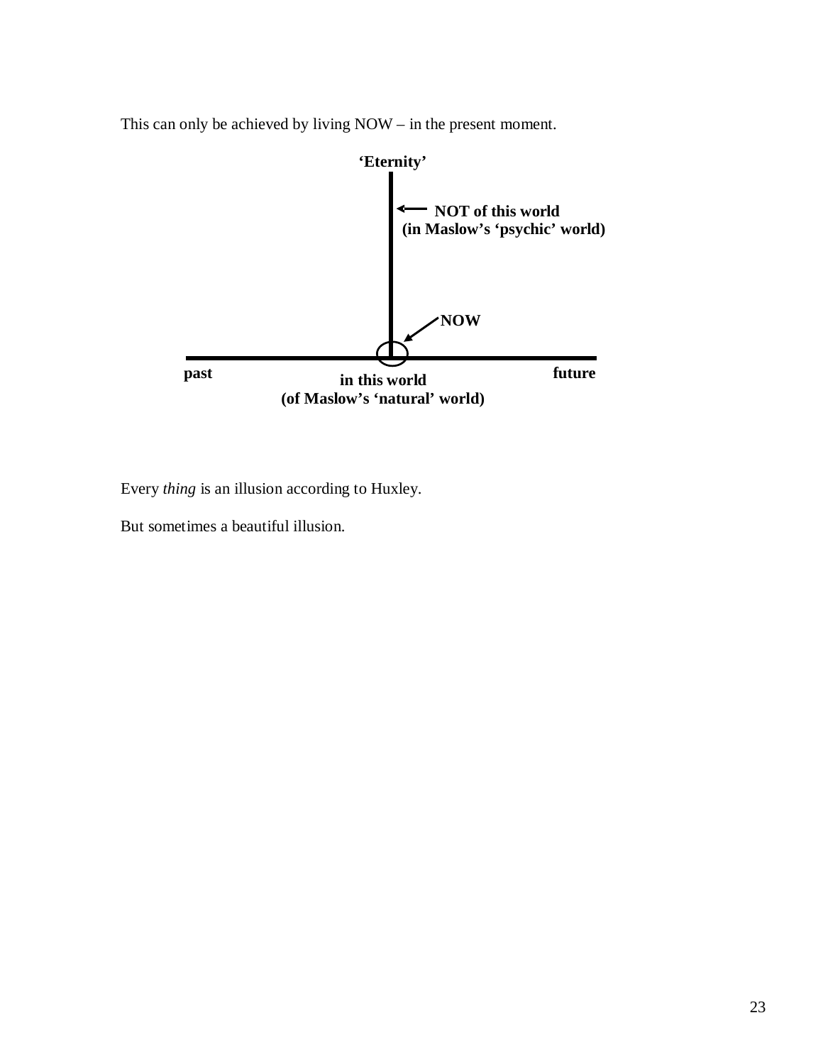This can only be achieved by living NOW – in the present moment.

**'Eternity'**

**NOT of this world**
**(in Maslow's 'psychic' world)**

**NOW**

**past** **in this world** **future**
**(of Maslow's 'natural' world)**

Every *thing* is an illusion according to Huxley.

But sometimes a beautiful illusion.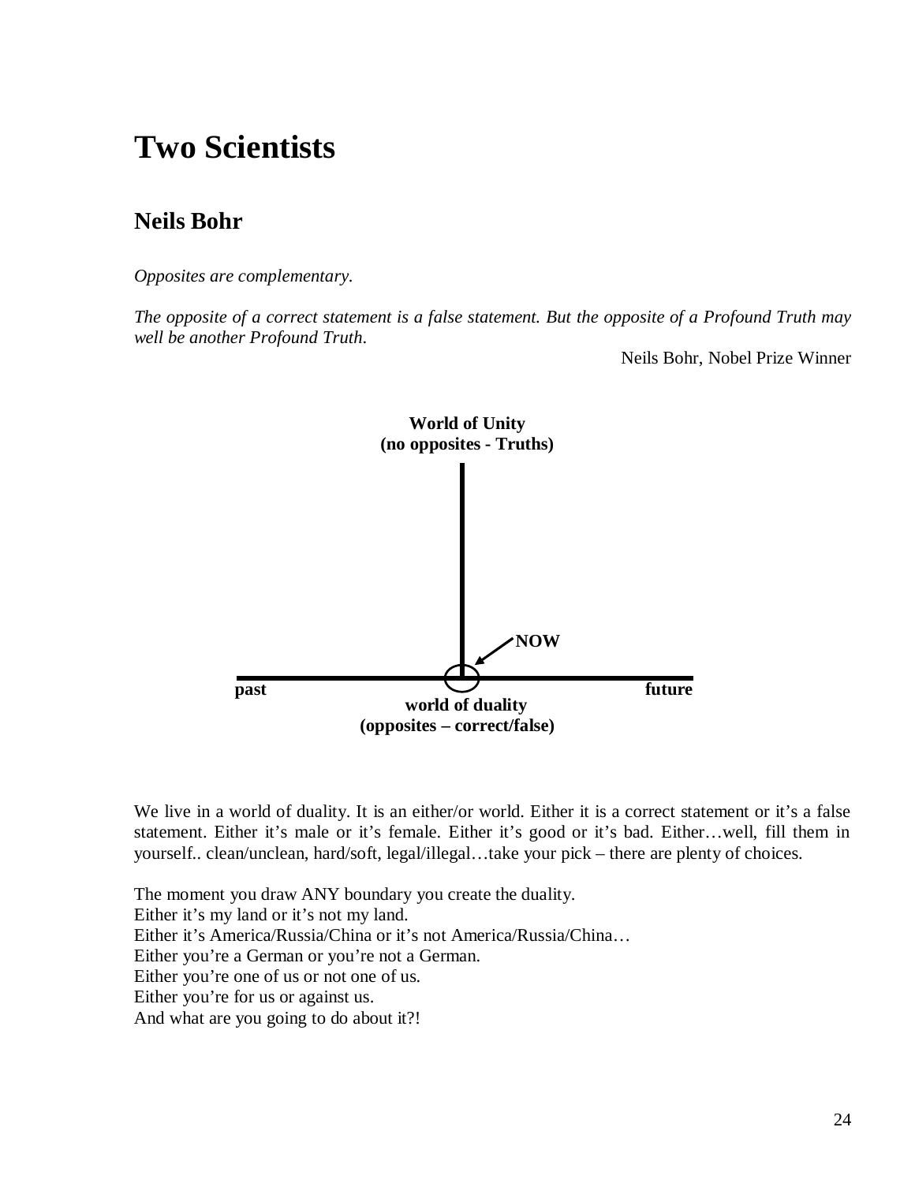# Two Scientists

## Neils Bohr

*Opposites are complementary.*

*The opposite of a correct statement is a false statement. But the opposite of a Profound Truth may well be another Profound Truth.*

Neils Bohr, Nobel Prize Winner

**World of Unity**
**(no opposites - Truths)**

**NOW**

**past** **future**

**world of duality**
**(opposites – correct/false)**

We live in a world of duality. It is an either/or world. Either it is a correct statement or it's a false statement. Either it's male or it's female. Either it's good or it's bad. Either…well, fill them in yourself.. clean/unclean, hard/soft, legal/illegal…take your pick – there are plenty of choices.

The moment you draw ANY boundary you create the duality.
Either it's my land or it's not my land.
Either it's America/Russia/China or it's not America/Russia/China…
Either you're a German or you're not a German.
Either you're one of us or not one of us.
Either you're for us or against us.
And what are you going to do about it?!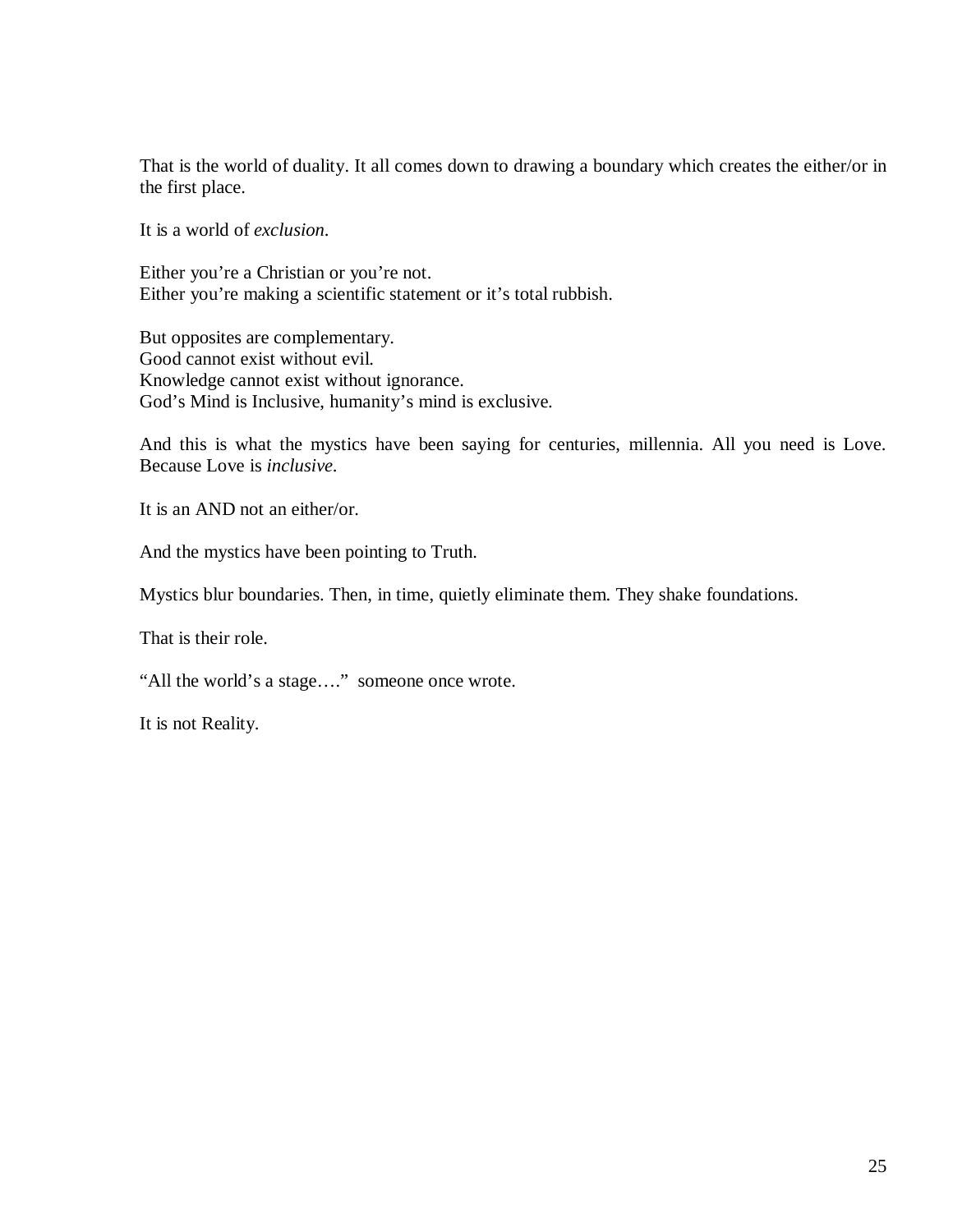That is the world of duality. It all comes down to drawing a boundary which creates the either/or in the first place.

It is a world of *exclusion*.

Either you're a Christian or you're not.  
Either you're making a scientific statement or it's total rubbish.

But opposites are complementary.  
Good cannot exist without evil.  
Knowledge cannot exist without ignorance.  
God's Mind is Inclusive, humanity's mind is exclusive.

And this is what the mystics have been saying for centuries, millennia. All you need is Love. Because Love is *inclusive*.

It is an AND not an either/or.

And the mystics have been pointing to Truth.

Mystics blur boundaries. Then, in time, quietly eliminate them. They shake foundations.

That is their role.

"All the world's a stage…." someone once wrote.

It is not Reality.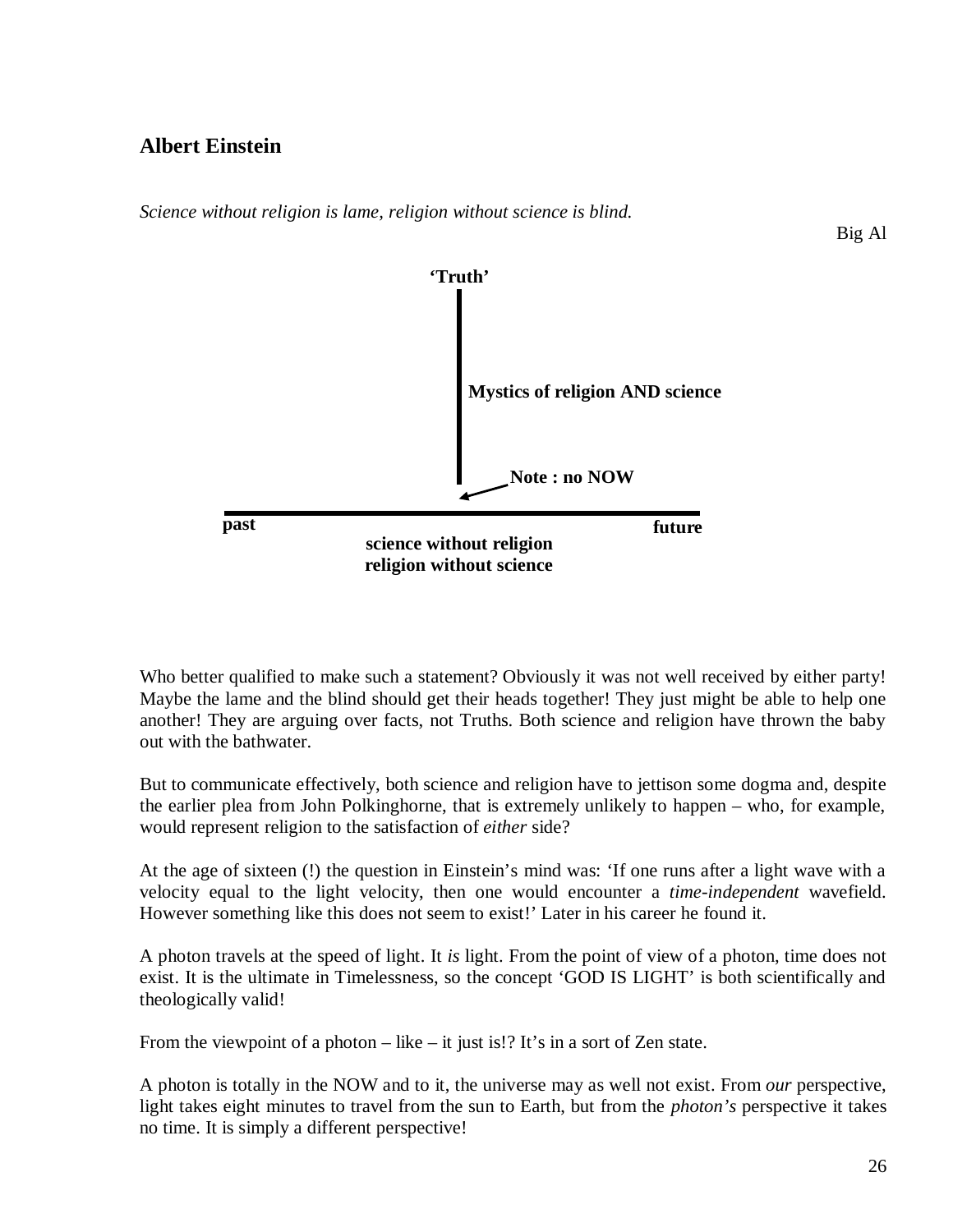## Albert Einstein

*Science without religion is lame, religion without science is blind.*

Big Al

**'Truth'**

**Mystics of religion AND science**

**Note : no NOW**

**past** **future**

**science without religion**
**religion without science**

Who better qualified to make such a statement? Obviously it was not well received by either party! Maybe the lame and the blind should get their heads together! They just might be able to help one another! They are arguing over facts, not Truths. Both science and religion have thrown the baby out with the bathwater.

But to communicate effectively, both science and religion have to jettison some dogma and, despite the earlier plea from John Polkinghorne, that is extremely unlikely to happen – who, for example, would represent religion to the satisfaction of *either* side?

At the age of sixteen (!) the question in Einstein's mind was: 'If one runs after a light wave with a velocity equal to the light velocity, then one would encounter a *time-independent* wavefield. However something like this does not seem to exist!' Later in his career he found it.

A photon travels at the speed of light. It *is* light. From the point of view of a photon, time does not exist. It is the ultimate in Timelessness, so the concept 'GOD IS LIGHT' is both scientifically and theologically valid!

From the viewpoint of a photon – like – it just is!? It's in a sort of Zen state.

A photon is totally in the NOW and to it, the universe may as well not exist. From *our* perspective, light takes eight minutes to travel from the sun to Earth, but from the *photon's* perspective it takes no time. It is simply a different perspective!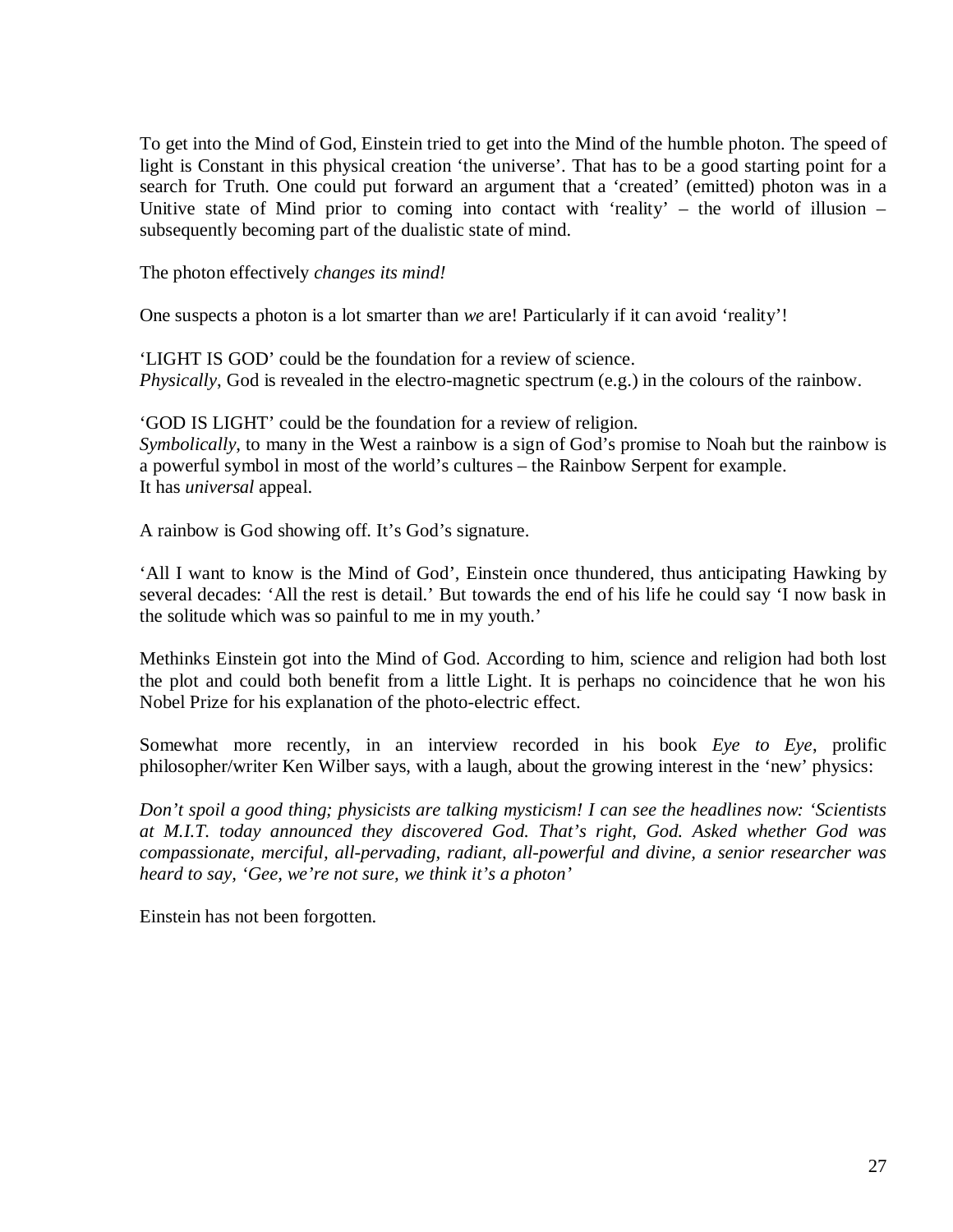To get into the Mind of God, Einstein tried to get into the Mind of the humble photon. The speed of light is Constant in this physical creation ‘the universe’. That has to be a good starting point for a search for Truth. One could put forward an argument that a ‘created’ (emitted) photon was in a Unitive state of Mind prior to coming into contact with ‘reality’ – the world of illusion – subsequently becoming part of the dualistic state of mind.

The photon effectively *changes its mind!*

One suspects a photon is a lot smarter than *we* are! Particularly if it can avoid ‘reality’!

‘LIGHT IS GOD’ could be the foundation for a review of science.
*Physically*, God is revealed in the electro-magnetic spectrum (e.g.) in the colours of the rainbow.

‘GOD IS LIGHT’ could be the foundation for a review of religion.
*Symbolically*, to many in the West a rainbow is a sign of God’s promise to Noah but the rainbow is a powerful symbol in most of the world’s cultures – the Rainbow Serpent for example.
It has *universal* appeal.

A rainbow is God showing off. It’s God’s signature.

‘All I want to know is the Mind of God’, Einstein once thundered, thus anticipating Hawking by several decades: ‘All the rest is detail.’ But towards the end of his life he could say ‘I now bask in the solitude which was so painful to me in my youth.’

Methinks Einstein got into the Mind of God. According to him, science and religion had both lost the plot and could both benefit from a little Light. It is perhaps no coincidence that he won his Nobel Prize for his explanation of the photo-electric effect.

Somewhat more recently, in an interview recorded in his book *Eye to Eye*, prolific philosopher/writer Ken Wilber says, with a laugh, about the growing interest in the ‘new’ physics:

*Don’t spoil a good thing; physicists are talking mysticism! I can see the headlines now: ‘Scientists at M.I.T. today announced they discovered God. That’s right, God. Asked whether God was compassionate, merciful, all-pervading, radiant, all-powerful and divine, a senior researcher was heard to say, ‘Gee, we’re not sure, we think it’s a photon’*

Einstein has not been forgotten.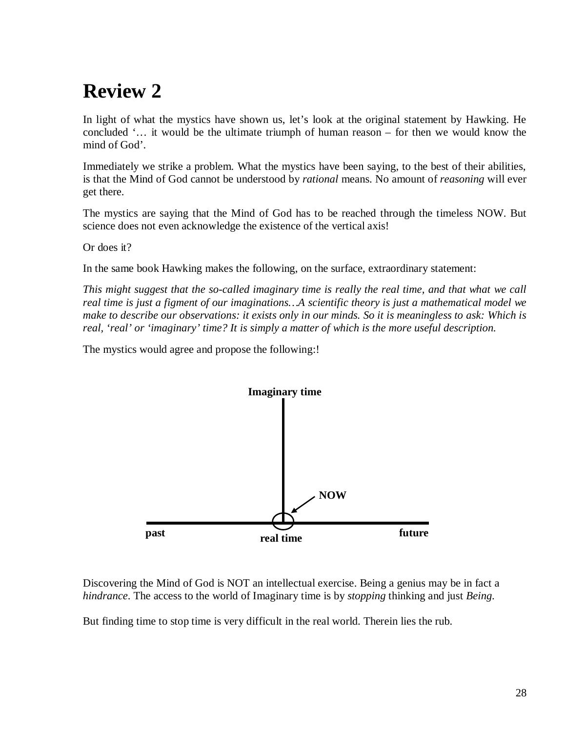# Review 2

In light of what the mystics have shown us, let's look at the original statement by Hawking. He concluded '… it would be the ultimate triumph of human reason – for then we would know the mind of God'.

Immediately we strike a problem. What the mystics have been saying, to the best of their abilities, is that the Mind of God cannot be understood by *rational* means. No amount of *reasoning* will ever get there.

The mystics are saying that the Mind of God has to be reached through the timeless NOW. But science does not even acknowledge the existence of the vertical axis!

Or does it?

In the same book Hawking makes the following, on the surface, extraordinary statement:

*This might suggest that the so-called imaginary time is really the real time, and that what we call real time is just a figment of our imaginations…A scientific theory is just a mathematical model we make to describe our observations: it exists only in our minds. So it is meaningless to ask: Which is real, 'real' or 'imaginary' time? It is simply a matter of which is the more useful description.*

The mystics would agree and propose the following:!

**Imaginary time**

**NOW**

**past** **real time** **future**

Discovering the Mind of God is NOT an intellectual exercise. Being a genius may be in fact a *hindrance*. The access to the world of Imaginary time is by *stopping* thinking and just *Being*.

But finding time to stop time is very difficult in the real world. Therein lies the rub.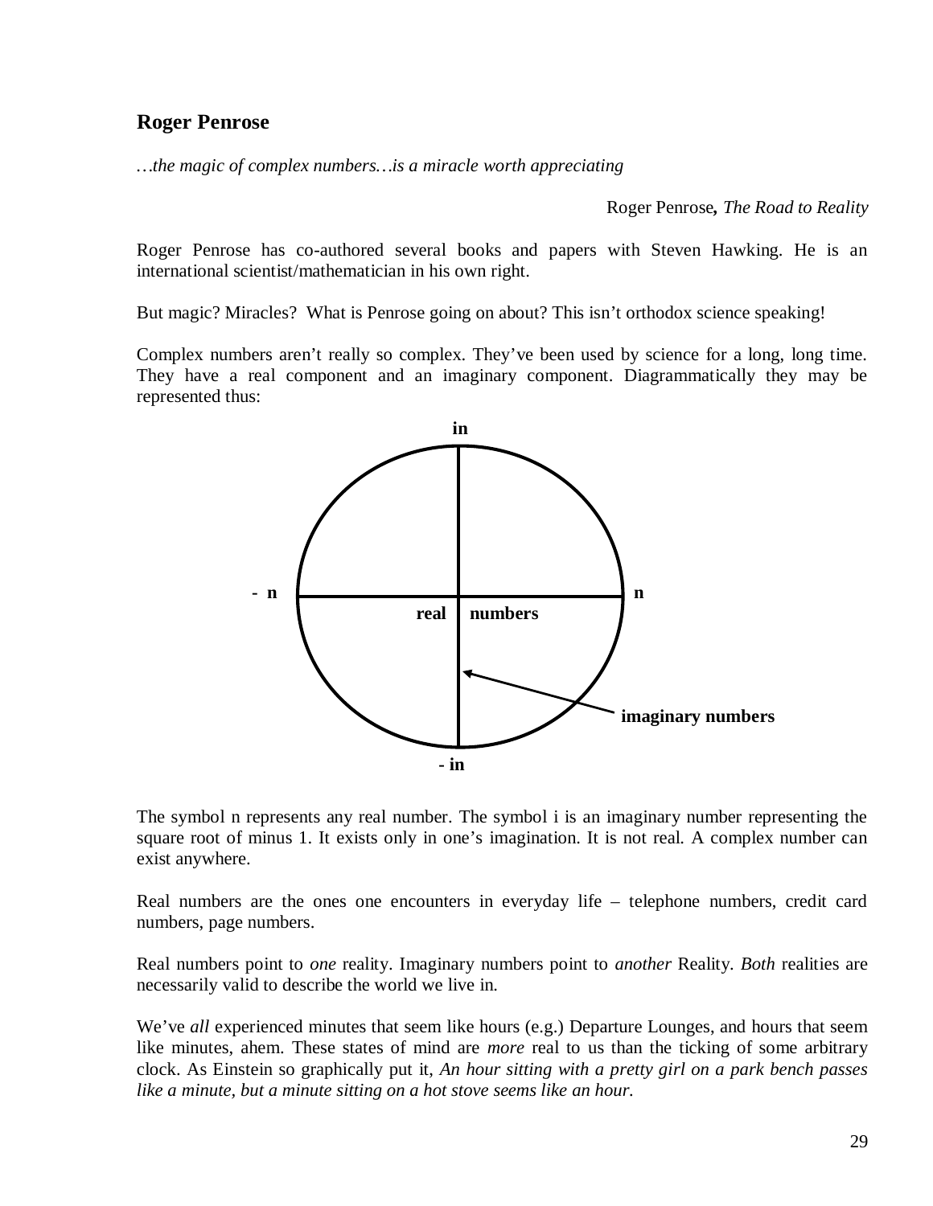## Roger Penrose

*…the magic of complex numbers…is a miracle worth appreciating*

Roger Penrose**,** *The Road to Reality*

Roger Penrose has co-authored several books and papers with Steven Hawking. He is an international scientist/mathematician in his own right.

But magic? Miracles? What is Penrose going on about? This isn't orthodox science speaking!

Complex numbers aren't really so complex. They've been used by science for a long, long time. They have a real component and an imaginary component. Diagrammatically they may be represented thus:

**in**

**- n** **n**

**real numbers**

**imaginary numbers**

**- in**

The symbol n represents any real number. The symbol i is an imaginary number representing the square root of minus 1. It exists only in one's imagination. It is not real. A complex number can exist anywhere.

Real numbers are the ones one encounters in everyday life – telephone numbers, credit card numbers, page numbers.

Real numbers point to *one* reality. Imaginary numbers point to *another* Reality. *Both* realities are necessarily valid to describe the world we live in.

We've *all* experienced minutes that seem like hours (e.g.) Departure Lounges, and hours that seem like minutes, ahem. These states of mind are *more* real to us than the ticking of some arbitrary clock. As Einstein so graphically put it, *An hour sitting with a pretty girl on a park bench passes like a minute, but a minute sitting on a hot stove seems like an hour.*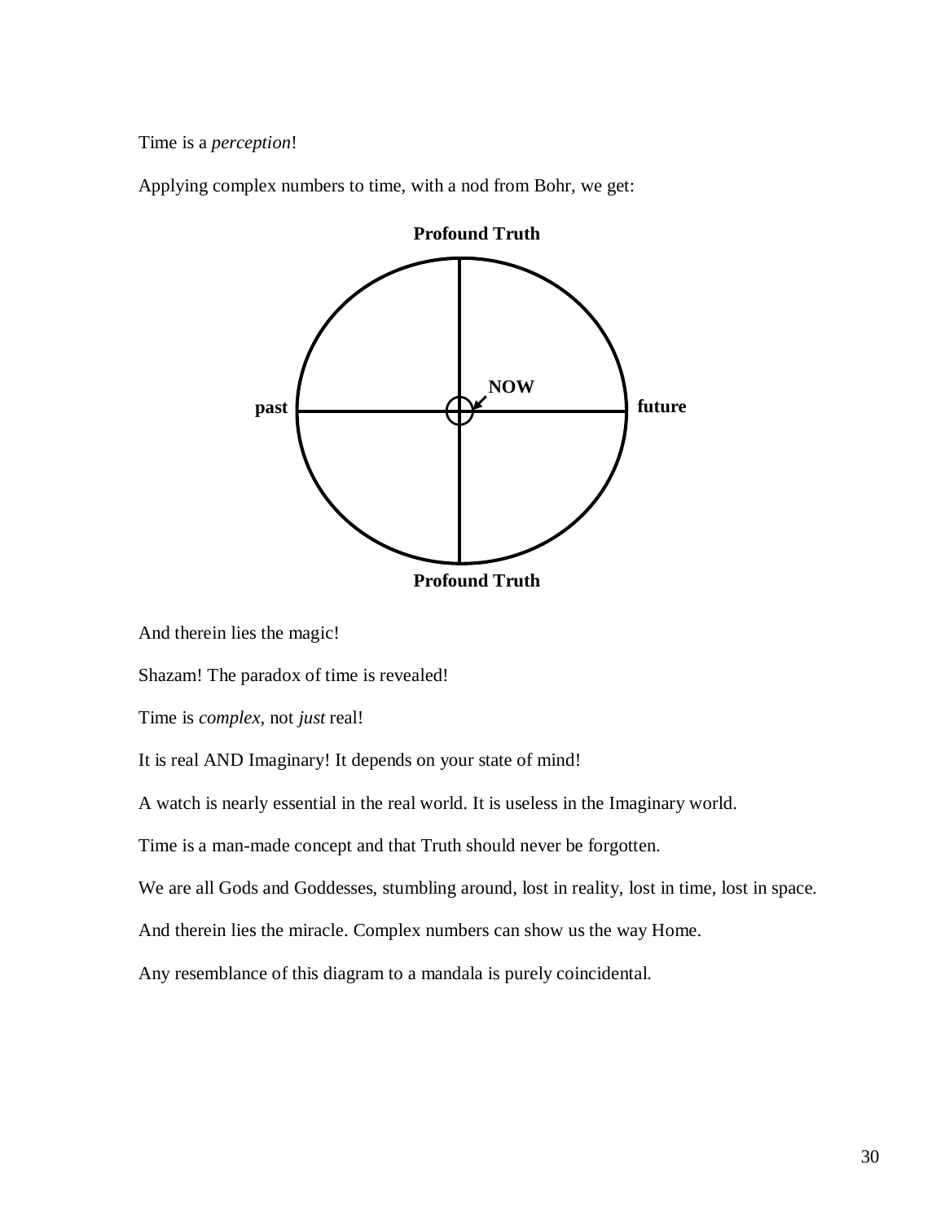Time is a *perception*!

Applying complex numbers to time, with a nod from Bohr, we get:

**Profound Truth**

**past** **NOW** **future**

**Profound Truth**

And therein lies the magic!

Shazam! The paradox of time is revealed!

Time is *complex,* not *just* real!

It is real AND Imaginary! It depends on your state of mind!

A watch is nearly essential in the real world. It is useless in the Imaginary world.

Time is a man-made concept and that Truth should never be forgotten.

We are all Gods and Goddesses, stumbling around, lost in reality, lost in time, lost in space.

And therein lies the miracle. Complex numbers can show us the way Home.

Any resemblance of this diagram to a mandala is purely coincidental.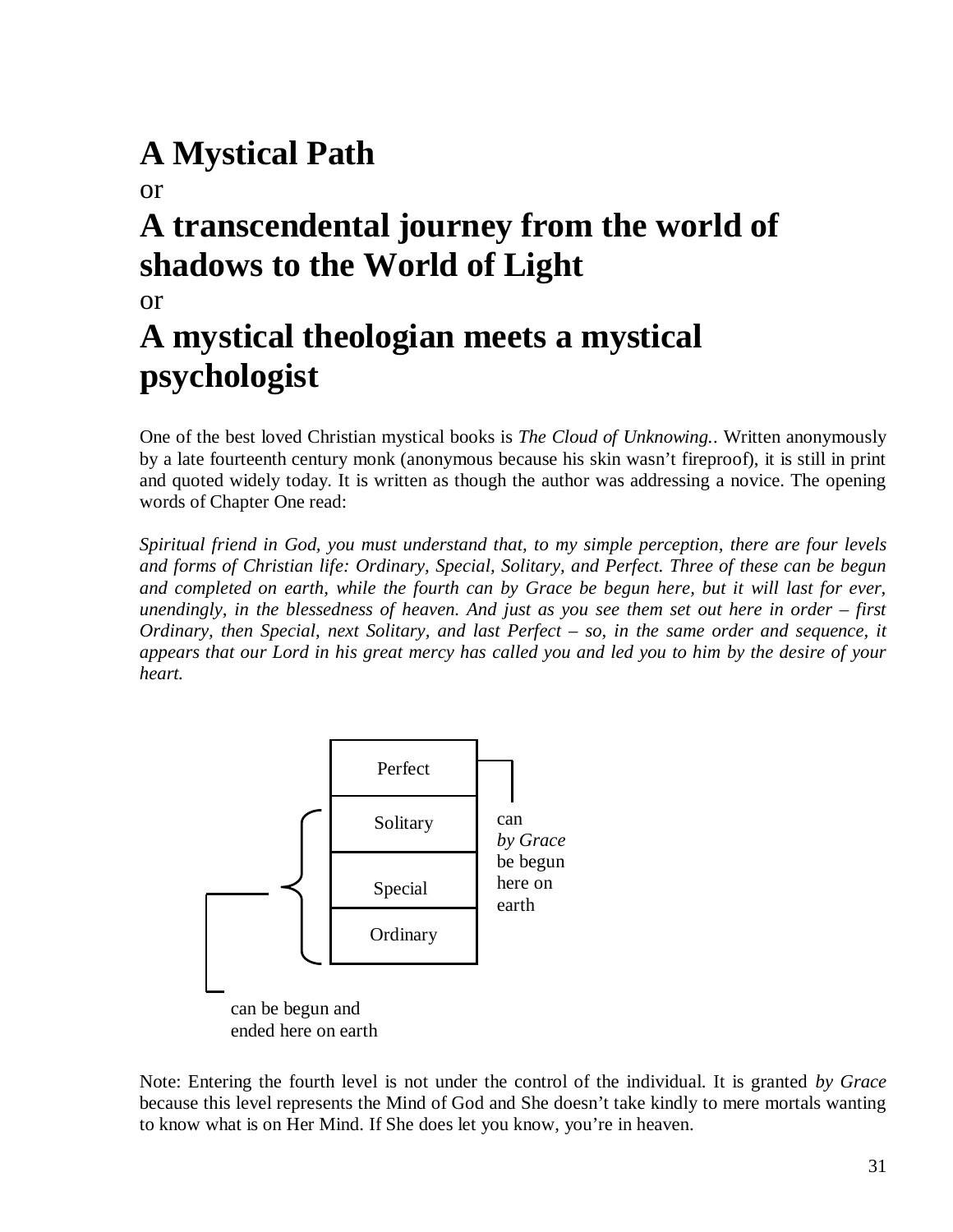# A Mystical Path

or

# A transcendental journey from the world of shadows to the World of Light

or

# A mystical theologian meets a mystical psychologist

One of the best loved Christian mystical books is *The Cloud of Unknowing.*. Written anonymously by a late fourteenth century monk (anonymous because his skin wasn't fireproof), it is still in print and quoted widely today. It is written as though the author was addressing a novice. The opening words of Chapter One read:

*Spiritual friend in God, you must understand that, to my simple perception, there are four levels and forms of Christian life: Ordinary, Special, Solitary, and Perfect. Three of these can be begun and completed on earth, while the fourth can by Grace be begun here, but it will last for ever, unendingly, in the blessedness of heaven. And just as you see them set out here in order – first Ordinary, then Special, next Solitary, and last Perfect – so, in the same order and sequence, it appears that our Lord in his great mercy has called you and led you to him by the desire of your heart.*

| Level | |
|---|---|
| Perfect | can *by Grace* be begun here on earth |
| Solitary | can be begun and ended here on earth |
| Special | can be begun and ended here on earth |
| Ordinary | can be begun and ended here on earth |

Note: Entering the fourth level is not under the control of the individual. It is granted *by Grace* because this level represents the Mind of God and She doesn't take kindly to mere mortals wanting to know what is on Her Mind. If She does let you know, you're in heaven.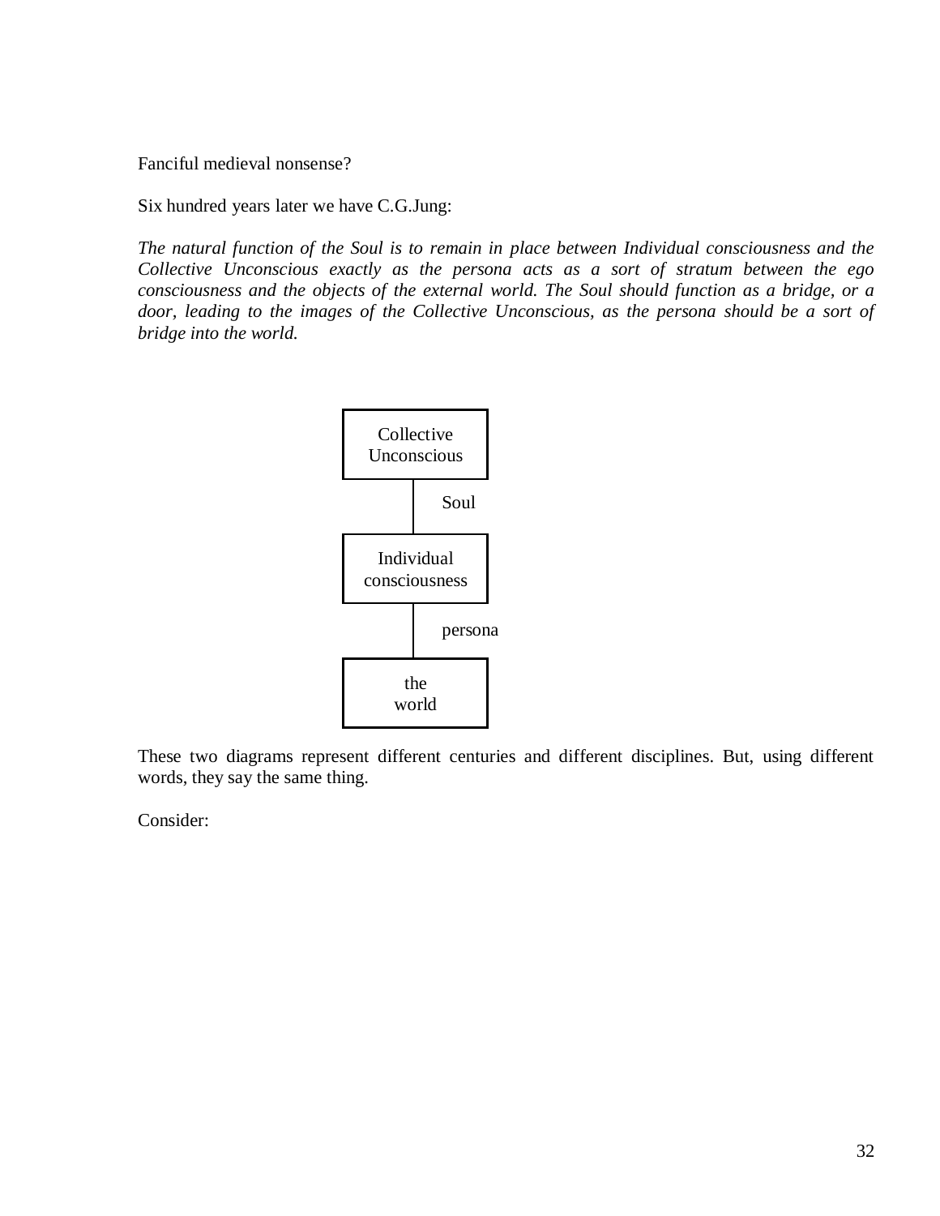Fanciful medieval nonsense?

Six hundred years later we have C.G.Jung:

*The natural function of the Soul is to remain in place between Individual consciousness and the Collective Unconscious exactly as the persona acts as a sort of stratum between the ego consciousness and the objects of the external world. The Soul should function as a bridge, or a door, leading to the images of the Collective Unconscious, as the persona should be a sort of bridge into the world.*

```
+--------------+
|  Collective  |
| Unconscious  |
+--------------+
       |
       |   Soul
       |
+--------------+
|  Individual  |
| consciousness|
+--------------+
       |
       |   persona
       |
+--------------+
|     the      |
|    world     |
+--------------+
```

These two diagrams represent different centuries and different disciplines. But, using different words, they say the same thing.

Consider: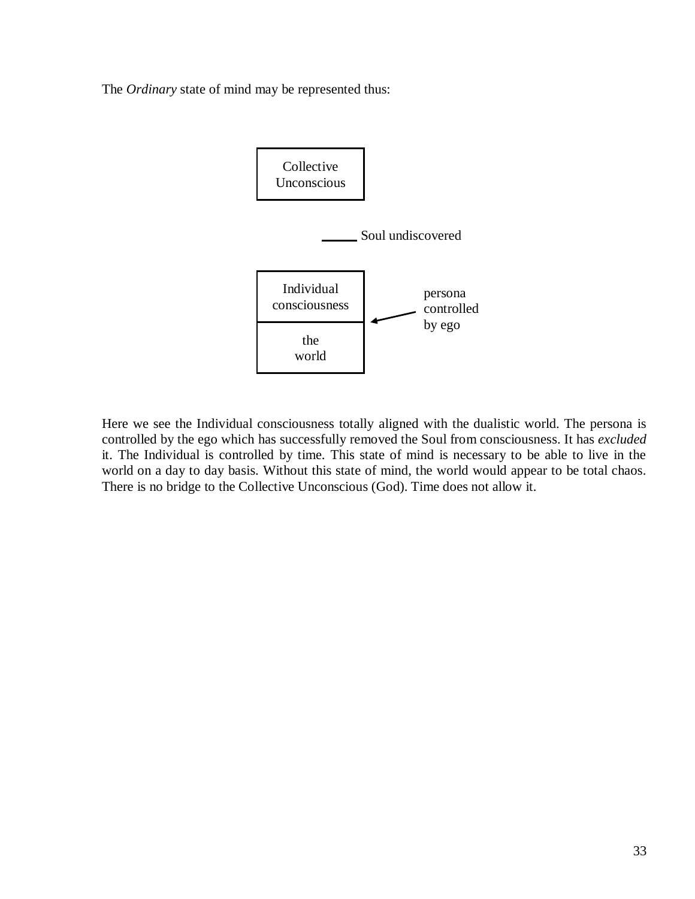The *Ordinary* state of mind may be represented thus:

Collective Unconscious

Soul undiscovered

Individual consciousness

the world

persona controlled by ego

Here we see the Individual consciousness totally aligned with the dualistic world. The persona is controlled by the ego which has successfully removed the Soul from consciousness. It has *excluded* it. The Individual is controlled by time. This state of mind is necessary to be able to live in the world on a day to day basis. Without this state of mind, the world would appear to be total chaos. There is no bridge to the Collective Unconscious (God). Time does not allow it.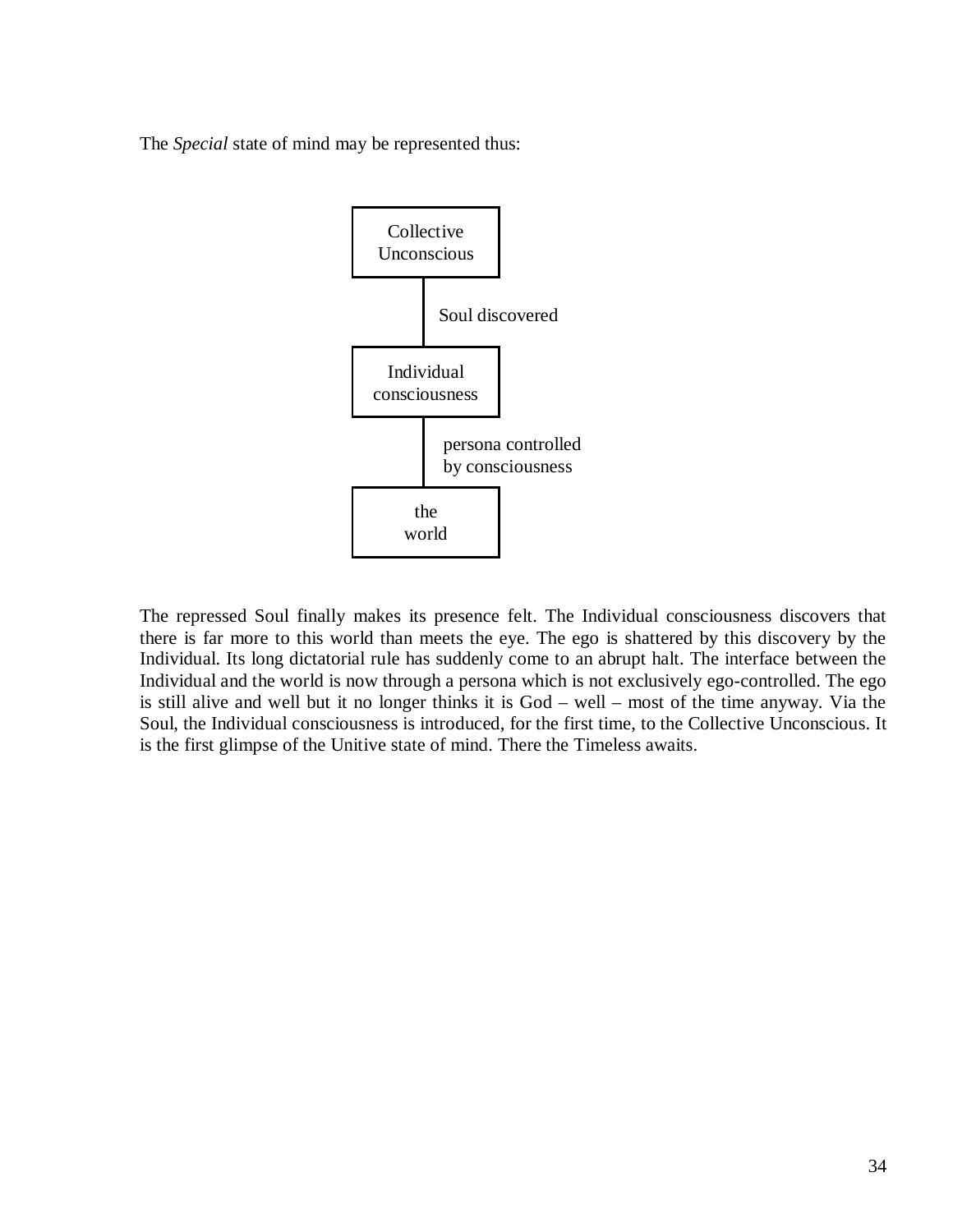The *Special* state of mind may be represented thus:

```
+---------------+
|  Collective   |
|  Unconscious  |
+---------------+
        |
        |   Soul discovered
        |
+---------------+
|  Individual   |
| consciousness |
+---------------+
        |
        |   persona controlled
        |   by consciousness
+---------------+
|      the      |
|     world     |
+---------------+
```

The repressed Soul finally makes its presence felt. The Individual consciousness discovers that there is far more to this world than meets the eye. The ego is shattered by this discovery by the Individual. Its long dictatorial rule has suddenly come to an abrupt halt. The interface between the Individual and the world is now through a persona which is not exclusively ego-controlled. The ego is still alive and well but it no longer thinks it is God – well – most of the time anyway. Via the Soul, the Individual consciousness is introduced, for the first time, to the Collective Unconscious. It is the first glimpse of the Unitive state of mind. There the Timeless awaits.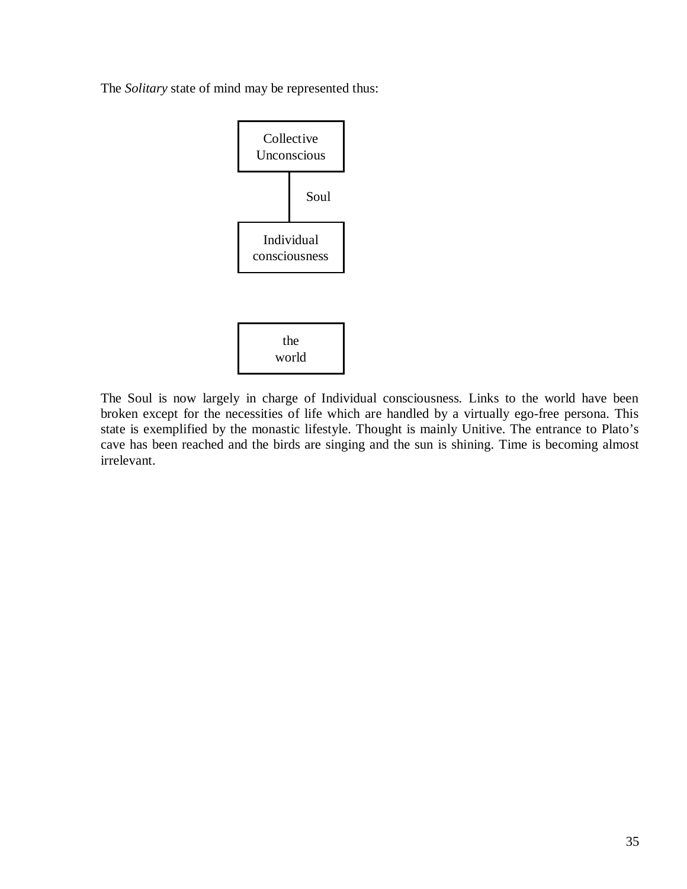The *Solitary* state of mind may be represented thus:

```
+--------------+
|  Collective  |
| Unconscious  |
+------+-------+
       |
       |   Soul
       |
+------+-------+
|  Individual  |
|consciousness |
+--------------+



+--------------+
|     the      |
|    world     |
+--------------+
```

The Soul is now largely in charge of Individual consciousness. Links to the world have been broken except for the necessities of life which are handled by a virtually ego-free persona. This state is exemplified by the monastic lifestyle. Thought is mainly Unitive. The entrance to Plato's cave has been reached and the birds are singing and the sun is shining. Time is becoming almost irrelevant.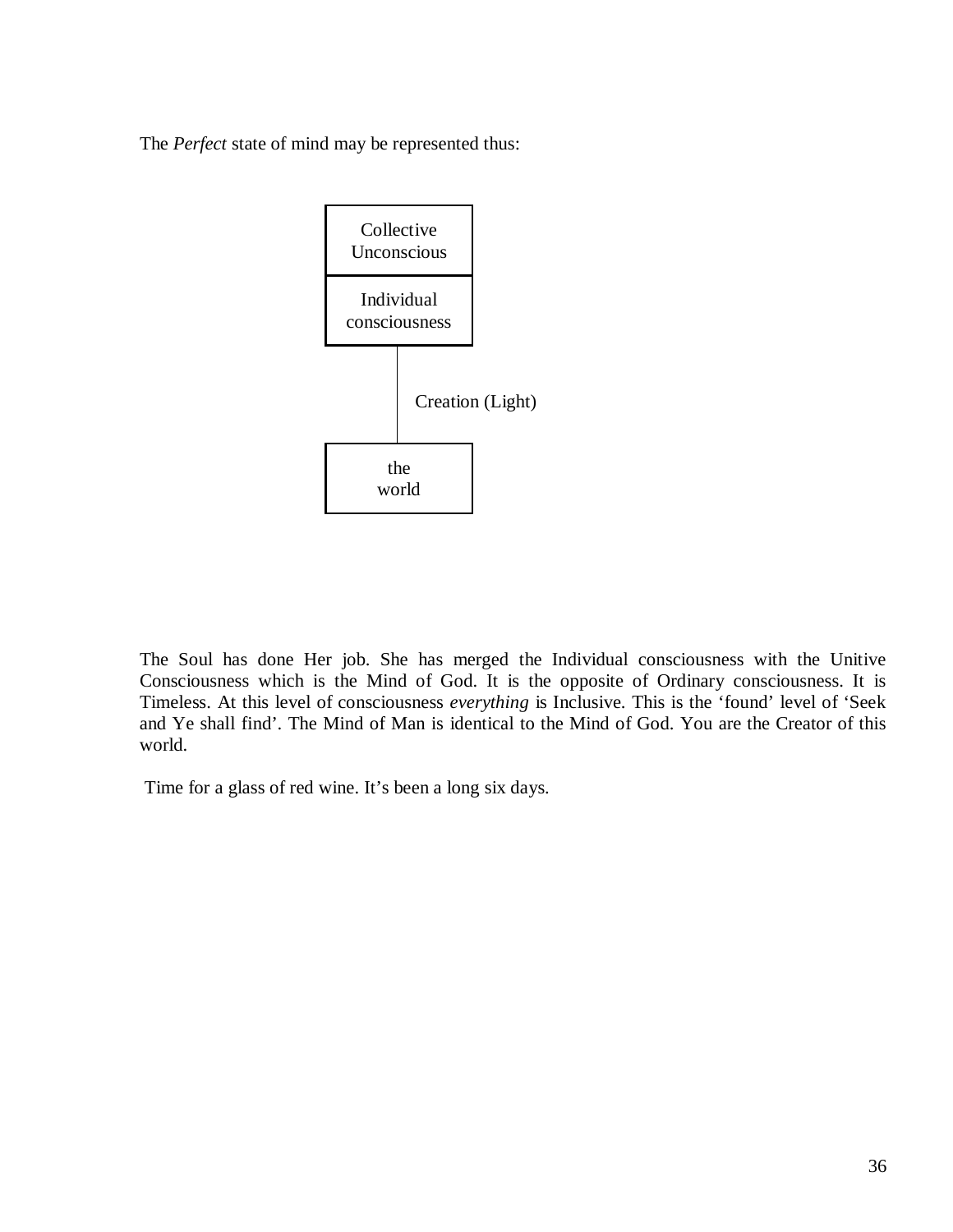The *Perfect* state of mind may be represented thus:

```
+---------------+
|  Collective   |
|  Unconscious  |
+---------------+
|  Individual   |
| consciousness |
+---------------+
        |
        |   Creation (Light)
        |
+---------------+
|      the      |
|     world     |
+---------------+
```

The Soul has done Her job. She has merged the Individual consciousness with the Unitive Consciousness which is the Mind of God. It is the opposite of Ordinary consciousness. It is Timeless. At this level of consciousness *everything* is Inclusive. This is the 'found' level of 'Seek and Ye shall find'. The Mind of Man is identical to the Mind of God. You are the Creator of this world.

Time for a glass of red wine. It's been a long six days.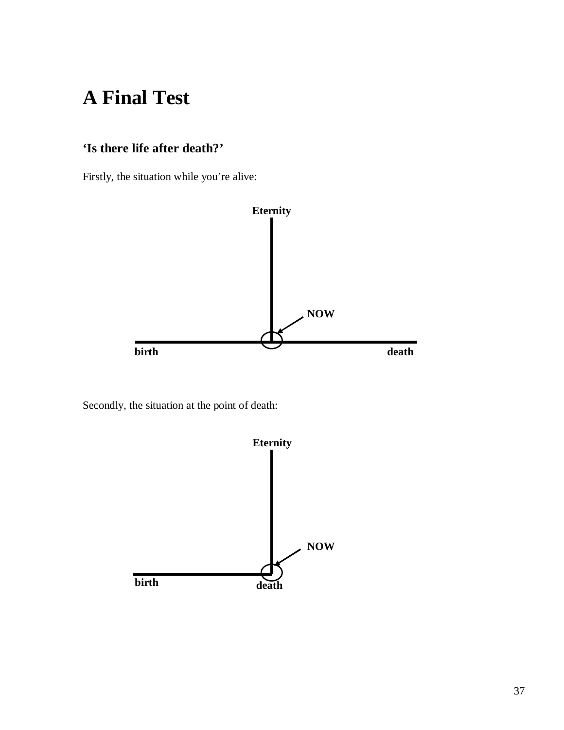# A Final Test

### 'Is there life after death?'

Firstly, the situation while you're alive:

Eternity

NOW

birth death

Secondly, the situation at the point of death:

Eternity

NOW

birth death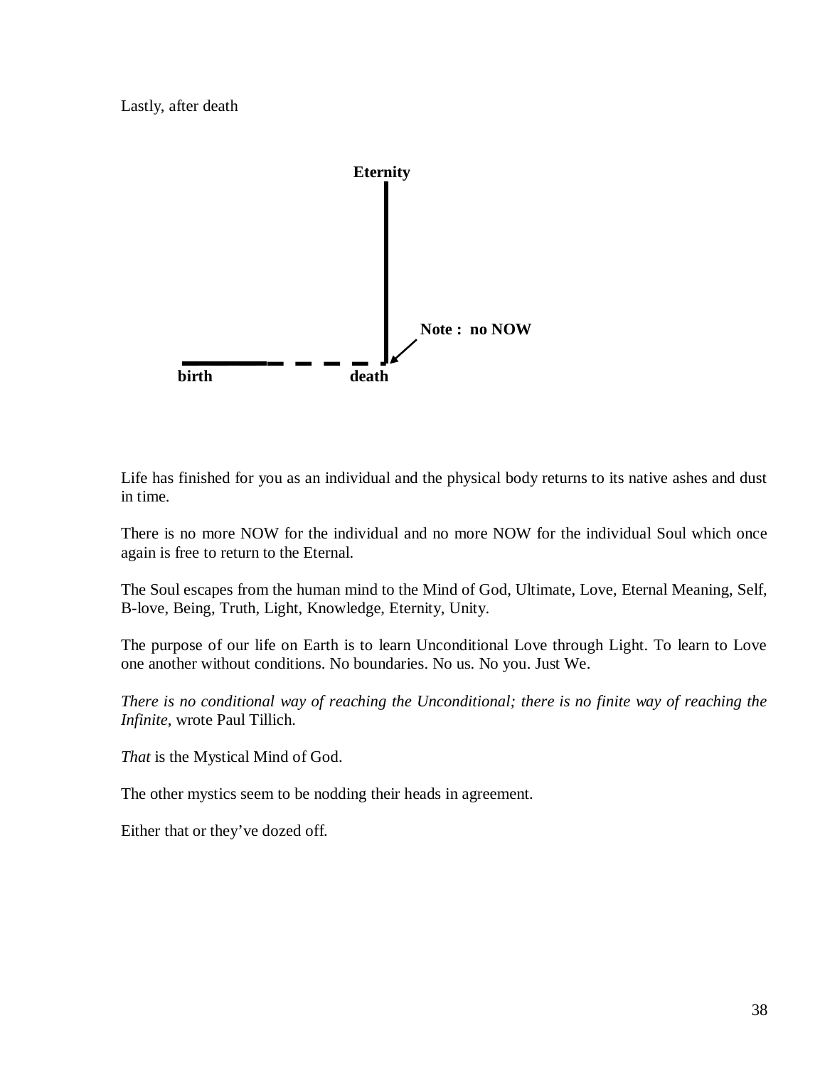Lastly, after death

Eternity

Note : no NOW

birth death

Life has finished for you as an individual and the physical body returns to its native ashes and dust in time.

There is no more NOW for the individual and no more NOW for the individual Soul which once again is free to return to the Eternal.

The Soul escapes from the human mind to the Mind of God, Ultimate, Love, Eternal Meaning, Self, B-love, Being, Truth, Light, Knowledge, Eternity, Unity.

The purpose of our life on Earth is to learn Unconditional Love through Light. To learn to Love one another without conditions. No boundaries. No us. No you. Just We.

*There is no conditional way of reaching the Unconditional; there is no finite way of reaching the Infinite*, wrote Paul Tillich.

*That* is the Mystical Mind of God.

The other mystics seem to be nodding their heads in agreement.

Either that or they've dozed off.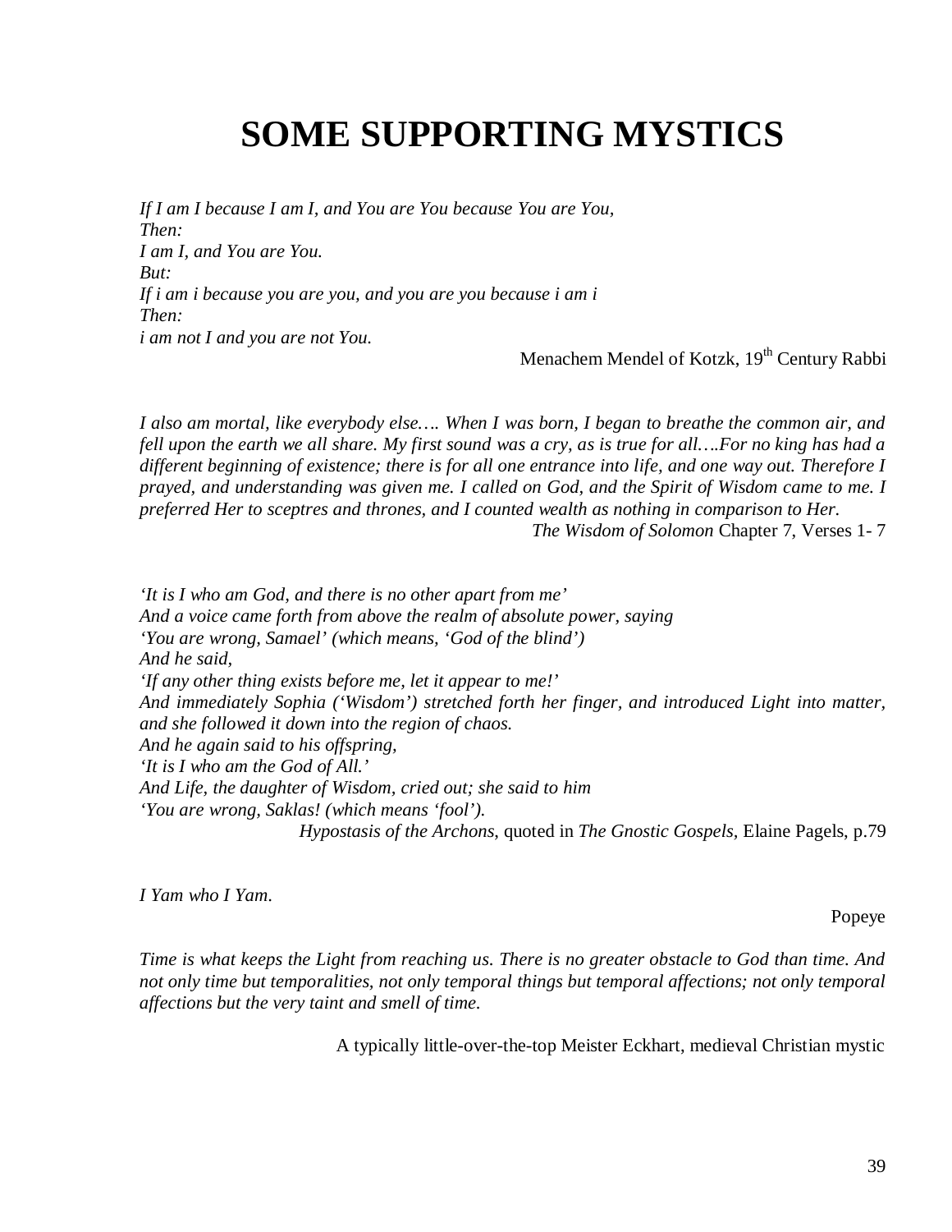# SOME SUPPORTING MYSTICS

*If I am I because I am I, and You are You because You are You,*
*Then:*
*I am I, and You are You.*
*But:*
*If i am i because you are you, and you are you because i am i*
*Then:*
*i am not I and you are not You.*

Menachem Mendel of Kotzk, 19th Century Rabbi

*I also am mortal, like everybody else…. When I was born, I began to breathe the common air, and fell upon the earth we all share. My first sound was a cry, as is true for all….For no king has had a different beginning of existence; there is for all one entrance into life, and one way out. Therefore I prayed, and understanding was given me. I called on God, and the Spirit of Wisdom came to me. I preferred Her to sceptres and thrones, and I counted wealth as nothing in comparison to Her.*

*The Wisdom of Solomon* Chapter 7, Verses 1- 7

*'It is I who am God, and there is no other apart from me'*
*And a voice came forth from above the realm of absolute power, saying*
*'You are wrong, Samael' (which means, 'God of the blind')*
*And he said,*
*'If any other thing exists before me, let it appear to me!'*
*And immediately Sophia ('Wisdom') stretched forth her finger, and introduced Light into matter, and she followed it down into the region of chaos.*
*And he again said to his offspring,*
*'It is I who am the God of All.'*
*And Life, the daughter of Wisdom, cried out; she said to him*
*'You are wrong, Saklas! (which means 'fool').*

*Hypostasis of the Archons*, quoted in *The Gnostic Gospels,* Elaine Pagels, p.79

*I Yam who I Yam.*

Popeye

*Time is what keeps the Light from reaching us. There is no greater obstacle to God than time. And not only time but temporalities, not only temporal things but temporal affections; not only temporal affections but the very taint and smell of time.*

A typically little-over-the-top Meister Eckhart, medieval Christian mystic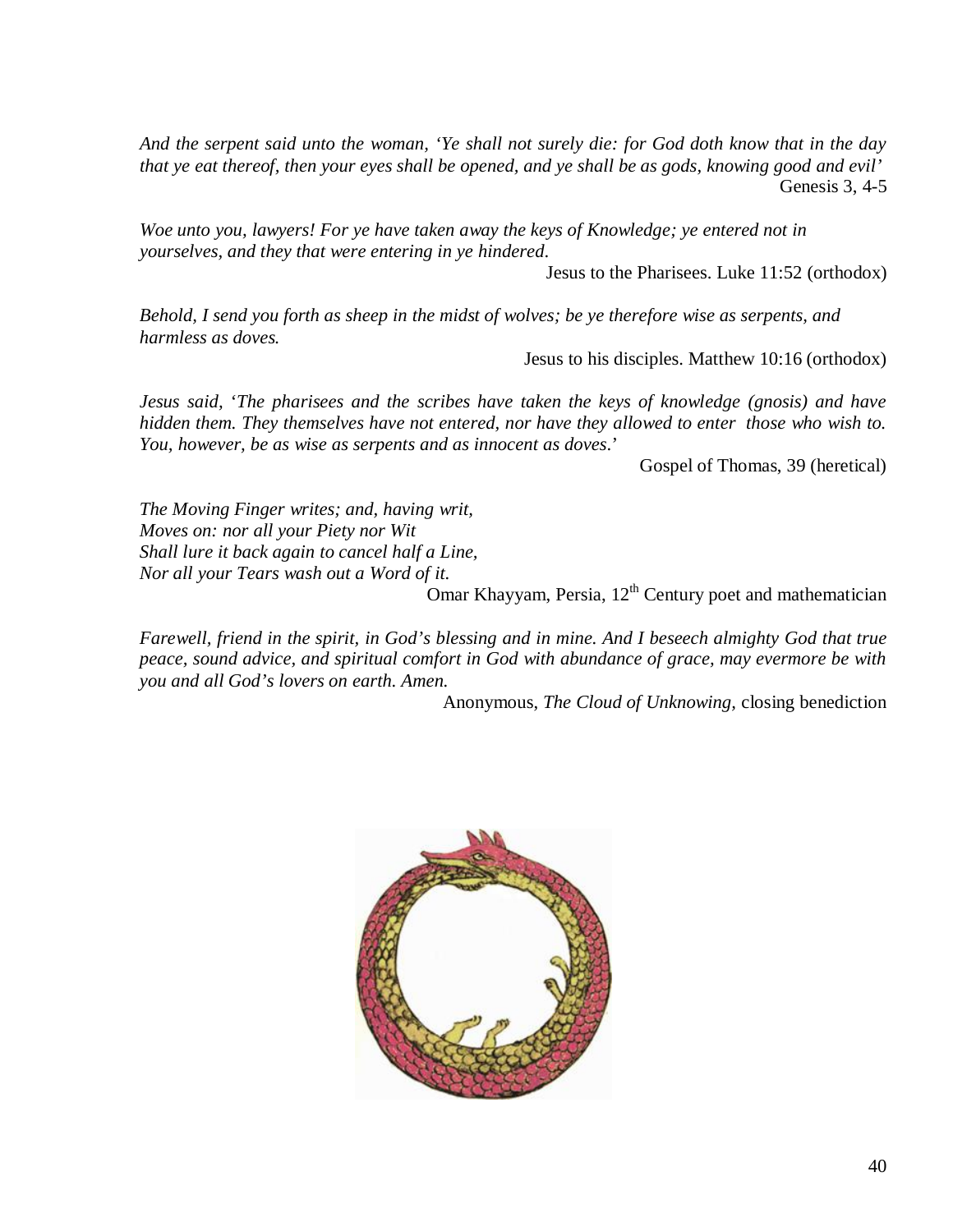*And the serpent said unto the woman, 'Ye shall not surely die: for God doth know that in the day that ye eat thereof, then your eyes shall be opened, and ye shall be as gods, knowing good and evil'*

Genesis 3, 4-5

*Woe unto you, lawyers! For ye have taken away the keys of Knowledge; ye entered not in yourselves, and they that were entering in ye hindered.*

Jesus to the Pharisees. Luke 11:52 (orthodox)

*Behold, I send you forth as sheep in the midst of wolves; be ye therefore wise as serpents, and harmless as doves.*

Jesus to his disciples. Matthew 10:16 (orthodox)

*Jesus said, 'The pharisees and the scribes have taken the keys of knowledge (gnosis) and have hidden them. They themselves have not entered, nor have they allowed to enter those who wish to. You, however, be as wise as serpents and as innocent as doves.'*

Gospel of Thomas, 39 (heretical)

*The Moving Finger writes; and, having writ,*
*Moves on: nor all your Piety nor Wit*
*Shall lure it back again to cancel half a Line,*
*Nor all your Tears wash out a Word of it.*

Omar Khayyam, Persia, 12th Century poet and mathematician

*Farewell, friend in the spirit, in God's blessing and in mine. And I beseech almighty God that true peace, sound advice, and spiritual comfort in God with abundance of grace, may evermore be with you and all God's lovers on earth. Amen.*

Anonymous, *The Cloud of Unknowing,* closing benediction